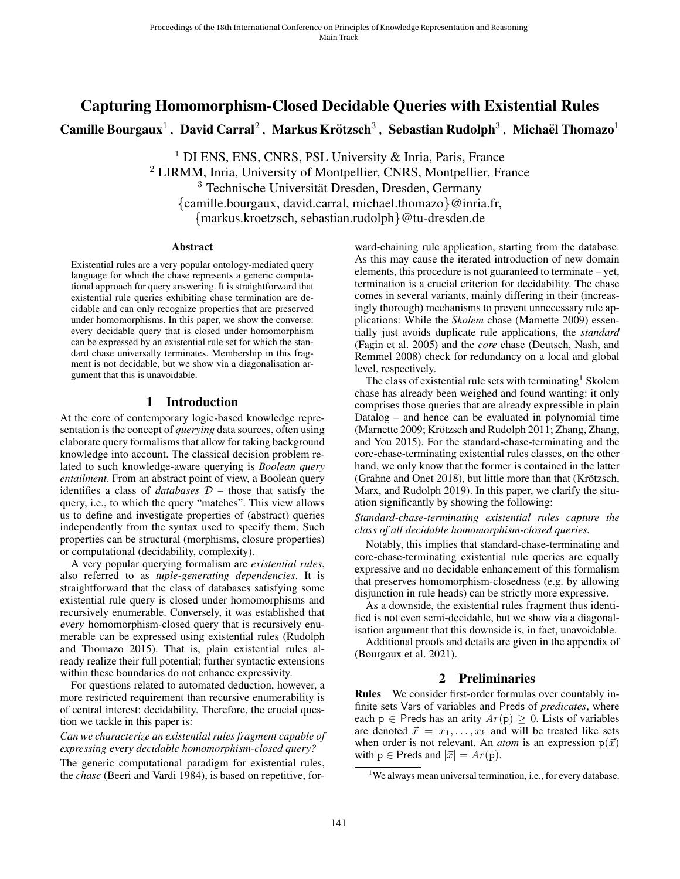# Capturing Homomorphism-Closed Decidable Queries with Existential Rules

**Camille Bourgaux**[1], **David Carral**[2], **Markus Krötzsch**[3], **Sebastian Rudolph**[3], **Michaël Thomazo**[1]

[1] DI ENS, ENS, CNRS, PSL University & Inria, Paris, France
[2] LIRMM, Inria, University of Montpellier, CNRS, Montpellier, France
[3] Technische Universität Dresden, Dresden, Germany
{camille.bourgaux, david.carral, michael.thomazo}@inria.fr,
{markus.kroetzsch, sebastian.rudolph}@tu-dresden.de

## Abstract

Existential rules are a very popular ontology-mediated query language for which the chase represents a generic computational approach for query answering. It is straightforward that existential rule queries exhibiting chase termination are decidable and can only recognize properties that are preserved under homomorphisms. In this paper, we show the converse: every decidable query that is closed under homomorphism can be expressed by an existential rule set for which the standard chase universally terminates. Membership in this fragment is not decidable, but we show via a diagonalisation argument that this is unavoidable.

## 1 Introduction

At the core of contemporary logic-based knowledge representation is the concept of *querying* data sources, often using elaborate query formalisms that allow for taking background knowledge into account. The classical decision problem related to such knowledge-aware querying is *Boolean query entailment*. From an abstract point of view, a Boolean query identifies a class of *databases* $\mathcal{D}$ – those that satisfy the query, i.e., to which the query "matches". This view allows us to define and investigate properties of (abstract) queries independently from the syntax used to specify them. Such properties can be structural (morphisms, closure properties) or computational (decidability, complexity).

A very popular querying formalism are *existential rules*, also referred to as *tuple-generating dependencies*. It is straightforward that the class of databases satisfying some existential rule query is closed under homomorphisms and recursively enumerable. Conversely, it was established that *every* homomorphism-closed query that is recursively enumerable can be expressed using existential rules (Rudolph and Thomazo 2015). That is, plain existential rules already realize their full potential; further syntactic extensions within these boundaries do not enhance expressivity.

For questions related to automated deduction, however, a more restricted requirement than recursive enumerability is of central interest: decidability. Therefore, the crucial question we tackle in this paper is:

*Can we characterize an existential rules fragment capable of expressing* every *decidable homomorphism-closed query?*

The generic computational paradigm for existential rules, the *chase* (Beeri and Vardi 1984), is based on repetitive, forward-chaining rule application, starting from the database. As this may cause the iterated introduction of new domain elements, this procedure is not guaranteed to terminate – yet, termination is a crucial criterion for decidability. The chase comes in several variants, mainly differing in their (increasingly thorough) mechanisms to prevent unnecessary rule applications: While the *Skolem* chase (Marnette 2009) essentially just avoids duplicate rule applications, the *standard* (Fagin et al. 2005) and the *core* chase (Deutsch, Nash, and Remmel 2008) check for redundancy on a local and global level, respectively.

The class of existential rule sets with terminating[1] Skolem chase has already been weighed and found wanting: it only comprises those queries that are already expressible in plain Datalog – and hence can be evaluated in polynomial time (Marnette 2009; Krötzsch and Rudolph 2011; Zhang, Zhang, and You 2015). For the standard-chase-terminating and the core-chase-terminating existential rules classes, on the other hand, we only know that the former is contained in the latter (Grahne and Onet 2018), but little more than that (Krötzsch, Marx, and Rudolph 2019). In this paper, we clarify the situation significantly by showing the following:

*Standard-chase-terminating existential rules capture the class of all decidable homomorphism-closed queries.*

Notably, this implies that standard-chase-terminating and core-chase-terminating existential rule queries are equally expressive and no decidable enhancement of this formalism that preserves homomorphism-closedness (e.g. by allowing disjunction in rule heads) can be strictly more expressive.

As a downside, the existential rules fragment thus identified is not even semi-decidable, but we show via a diagonalisation argument that this downside is, in fact, unavoidable.

Additional proofs and details are given in the appendix of (Bourgaux et al. 2021).

## 2 Preliminaries

**Rules** We consider first-order formulas over countably infinite sets Vars of variables and Preds of *predicates*, where each $\mathtt{p} \in \mathsf{Preds}$ has an arity $Ar(\mathtt{p}) \geq 0$. Lists of variables are denoted $\vec{x} = x_1, \ldots, x_k$ and will be treated like sets when order is not relevant. An *atom* is an expression $\mathtt{p}(\vec{x})$ with $\mathtt{p} \in \mathsf{Preds}$ and $|\vec{x}| = Ar(\mathtt{p})$.

[1] We always mean universal termination, i.e., for every database.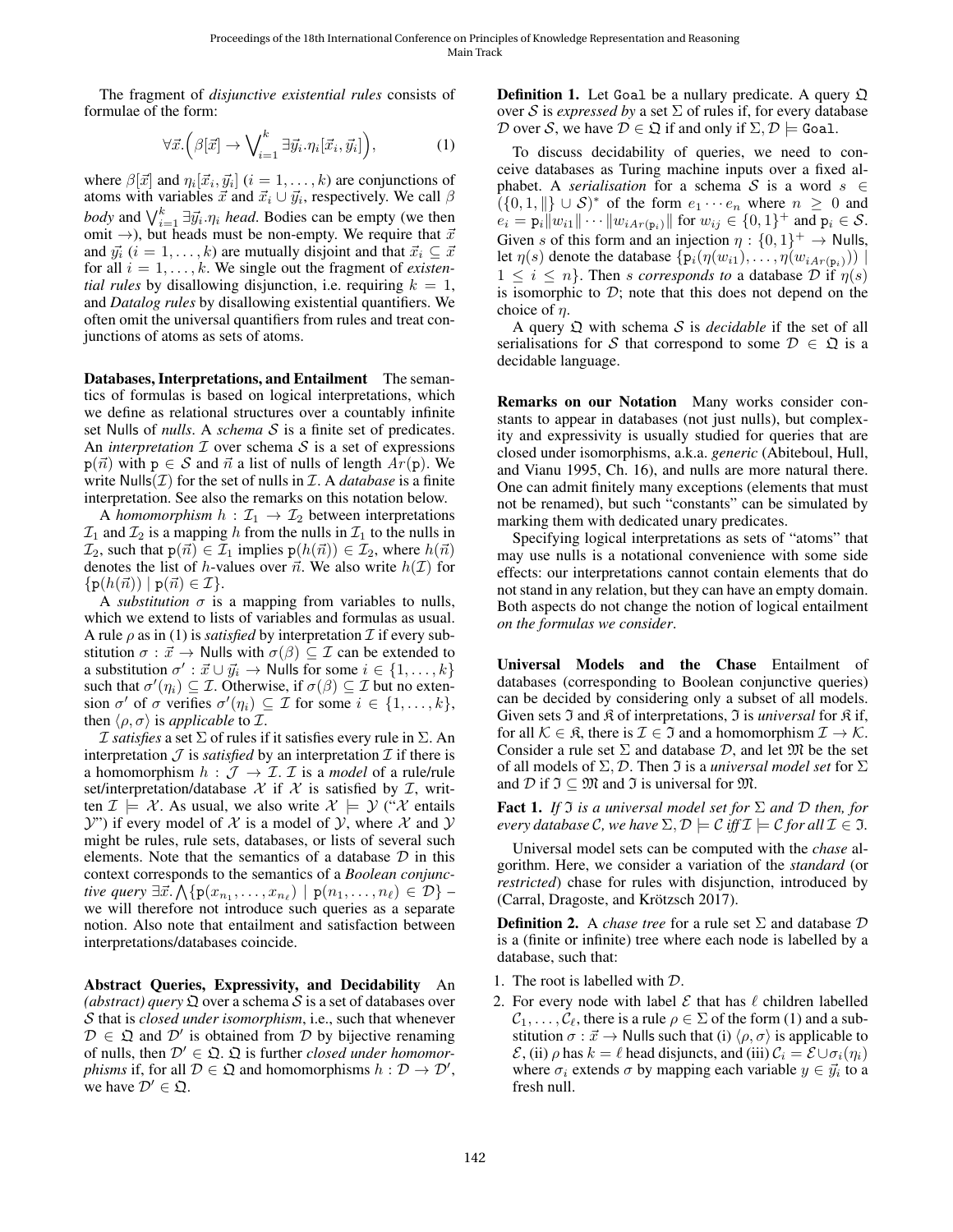The fragment of *disjunctive existential rules* consists of formulae of the form:

$$\forall \vec{x}. \Big( \beta[\vec{x}] \to \bigvee_{i=1}^{k} \exists \vec{y}_i . \eta_i[\vec{x}_i, \vec{y}_i] \Big), \tag{1}$$

where $\beta[\vec{x}]$ and $\eta_i[\vec{x}_i, \vec{y}_i]$ ($i = 1, \ldots, k$) are conjunctions of atoms with variables $\vec{x}$ and $\vec{x}_i \cup \vec{y}_i$, respectively. We call $\beta$ *body* and $\bigvee_{i=1}^{k} \exists \vec{y}_i . \eta_i$ *head*. Bodies can be empty (we then omit $\to$), but heads must be non-empty. We require that $\vec{x}$ and $\vec{y}_i$ ($i = 1, \ldots, k$) are mutually disjoint and that $\vec{x}_i \subseteq \vec{x}$ for all $i = 1, \ldots, k$. We single out the fragment of *existential rules* by disallowing disjunction, i.e. requiring $k = 1$, and *Datalog rules* by disallowing existential quantifiers. We often omit the universal quantifiers from rules and treat conjunctions of atoms as sets of atoms.

**Databases, Interpretations, and Entailment** The semantics of formulas is based on logical interpretations, which we define as relational structures over a countably infinite set Nulls of *nulls*. A *schema* $\mathcal{S}$ is a finite set of predicates. An *interpretation* $\mathcal{I}$ over schema $\mathcal{S}$ is a set of expressions $\mathtt{p}(\vec{n})$ with $\mathtt{p} \in \mathcal{S}$ and $\vec{n}$ a list of nulls of length $Ar(\mathtt{p})$. We write $\mathsf{Nulls}(\mathcal{I})$ for the set of nulls in $\mathcal{I}$. A *database* is a finite interpretation. See also the remarks on this notation below.

A *homomorphism* $h : \mathcal{I}_1 \to \mathcal{I}_2$ between interpretations $\mathcal{I}_1$ and $\mathcal{I}_2$ is a mapping $h$ from the nulls in $\mathcal{I}_1$ to the nulls in $\mathcal{I}_2$, such that $\mathtt{p}(\vec{n}) \in \mathcal{I}_1$ implies $\mathtt{p}(h(\vec{n})) \in \mathcal{I}_2$, where $h(\vec{n})$ denotes the list of $h$-values over $\vec{n}$. We also write $h(\mathcal{I})$ for $\{\mathtt{p}(h(\vec{n})) \mid \mathtt{p}(\vec{n}) \in \mathcal{I}\}$.

A *substitution* $\sigma$ is a mapping from variables to nulls, which we extend to lists of variables and formulas as usual. A rule $\rho$ as in (1) is *satisfied* by interpretation $\mathcal{I}$ if every substitution $\sigma : \vec{x} \to \mathsf{Nulls}$ with $\sigma(\beta) \subseteq \mathcal{I}$ can be extended to a substitution $\sigma' : \vec{x} \cup \vec{y}_i \to \mathsf{Nulls}$ for some $i \in \{1, \ldots, k\}$ such that $\sigma'(\eta_i) \subseteq \mathcal{I}$. Otherwise, if $\sigma(\beta) \subseteq \mathcal{I}$ but no extension $\sigma'$ of $\sigma$ verifies $\sigma'(\eta_i) \subseteq \mathcal{I}$ for some $i \in \{1, \ldots, k\}$, then $\langle \rho, \sigma \rangle$ is *applicable* to $\mathcal{I}$.

$\mathcal{I}$ *satisfies* a set $\Sigma$ of rules if it satisfies every rule in $\Sigma$. An interpretation $\mathcal{J}$ is *satisfied* by an interpretation $\mathcal{I}$ if there is a homomorphism $h : \mathcal{J} \to \mathcal{I}$. $\mathcal{I}$ is a *model* of a rule/rule set/interpretation/database $\mathcal{X}$ if $\mathcal{X}$ is satisfied by $\mathcal{I}$, written $\mathcal{I} \models \mathcal{X}$. As usual, we also write $\mathcal{X} \models \mathcal{Y}$ ("$\mathcal{X}$ entails $\mathcal{Y}$") if every model of $\mathcal{X}$ is a model of $\mathcal{Y}$, where $\mathcal{X}$ and $\mathcal{Y}$ might be rules, rule sets, databases, or lists of several such elements. Note that the semantics of a database $\mathcal{D}$ in this context corresponds to the semantics of a *Boolean conjunctive query* $\exists \vec{x}. \bigwedge \{\mathtt{p}(x_{n_1}, \ldots, x_{n_\ell}) \mid \mathtt{p}(n_1, \ldots, n_\ell) \in \mathcal{D}\}$ – we will therefore not introduce such queries as a separate notion. Also note that entailment and satisfaction between interpretations/databases coincide.

**Abstract Queries, Expressivity, and Decidability** An *(abstract) query* $\mathfrak{Q}$ over a schema $\mathcal{S}$ is a set of databases over $\mathcal{S}$ that is *closed under isomorphism*, i.e., such that whenever $\mathcal{D} \in \mathfrak{Q}$ and $\mathcal{D}'$ is obtained from $\mathcal{D}$ by bijective renaming of nulls, then $\mathcal{D}' \in \mathfrak{Q}$. $\mathfrak{Q}$ is further *closed under homomorphisms* if, for all $\mathcal{D} \in \mathfrak{Q}$ and homomorphisms $h : \mathcal{D} \to \mathcal{D}'$, we have $\mathcal{D}' \in \mathfrak{Q}$.

**Definition 1.** Let Goal be a nullary predicate. A query $\mathfrak{Q}$ over $\mathcal{S}$ is *expressed by* a set $\Sigma$ of rules if, for every database $\mathcal{D}$ over $\mathcal{S}$, we have $\mathcal{D} \in \mathfrak{Q}$ if and only if $\Sigma, \mathcal{D} \models \mathtt{Goal}$.

To discuss decidability of queries, we need to conceive databases as Turing machine inputs over a fixed alphabet. A *serialisation* for a schema $\mathcal{S}$ is a word $s \in (\{0, 1, \|\} \cup \mathcal{S})^*$ of the form $e_1 \cdots e_n$ where $n \geq 0$ and $e_i = \mathtt{p}_i \| w_{i1} \| \cdots \| w_{iAr(\mathtt{p}_i)} \|$ for $w_{ij} \in \{0, 1\}^+$ and $\mathtt{p}_i \in \mathcal{S}$. Given $s$ of this form and an injection $\eta : \{0, 1\}^+ \to \mathsf{Nulls}$, let $\eta(s)$ denote the database $\{\mathtt{p}_i(\eta(w_{i1}), \ldots, \eta(w_{iAr(\mathtt{p}_i)})) \mid 1 \leq i \leq n\}$. Then $s$ *corresponds to* a database $\mathcal{D}$ if $\eta(s)$ is isomorphic to $\mathcal{D}$; note that this does not depend on the choice of $\eta$.

A query $\mathfrak{Q}$ with schema $\mathcal{S}$ is *decidable* if the set of all serialisations for $\mathcal{S}$ that correspond to some $\mathcal{D} \in \mathfrak{Q}$ is a decidable language.

**Remarks on our Notation** Many works consider constants to appear in databases (not just nulls), but complexity and expressivity is usually studied for queries that are closed under isomorphisms, a.k.a. *generic* (Abiteboul, Hull, and Vianu 1995, Ch. 16), and nulls are more natural there. One can admit finitely many exceptions (elements that must not be renamed), but such "constants" can be simulated by marking them with dedicated unary predicates.

Specifying logical interpretations as sets of "atoms" that may use nulls is a notational convenience with some side effects: our interpretations cannot contain elements that do not stand in any relation, but they can have an empty domain. Both aspects do not change the notion of logical entailment *on the formulas we consider*.

**Universal Models and the Chase** Entailment of databases (corresponding to Boolean conjunctive queries) can be decided by considering only a subset of all models. Given sets $\mathfrak{I}$ and $\mathfrak{K}$ of interpretations, $\mathfrak{I}$ is *universal* for $\mathfrak{K}$ if, for all $\mathcal{K} \in \mathfrak{K}$, there is $\mathcal{I} \in \mathfrak{I}$ and a homomorphism $\mathcal{I} \to \mathcal{K}$. Consider a rule set $\Sigma$ and database $\mathcal{D}$, and let $\mathfrak{M}$ be the set of all models of $\Sigma, \mathcal{D}$. Then $\mathfrak{I}$ is a *universal model set* for $\Sigma$ and $\mathcal{D}$ if $\mathfrak{I} \subseteq \mathfrak{M}$ and $\mathfrak{I}$ is universal for $\mathfrak{M}$.

**Fact 1.** *If $\mathfrak{I}$ is a universal model set for $\Sigma$ and $\mathcal{D}$ then, for every database $\mathcal{C}$, we have $\Sigma, \mathcal{D} \models \mathcal{C}$ iff $\mathcal{I} \models \mathcal{C}$ for all $\mathcal{I} \in \mathfrak{I}$.*

Universal model sets can be computed with the *chase* algorithm. Here, we consider a variation of the *standard* (or *restricted*) chase for rules with disjunction, introduced by (Carral, Dragoste, and Krötzsch 2017).

**Definition 2.** A *chase tree* for a rule set $\Sigma$ and database $\mathcal{D}$ is a (finite or infinite) tree where each node is labelled by a database, such that:

1. The root is labelled with $\mathcal{D}$.
2. For every node with label $\mathcal{E}$ that has $\ell$ children labelled $\mathcal{C}_1, \ldots, \mathcal{C}_\ell$, there is a rule $\rho \in \Sigma$ of the form (1) and a substitution $\sigma : \vec{x} \to \mathsf{Nulls}$ such that (i) $\langle \rho, \sigma \rangle$ is applicable to $\mathcal{E}$, (ii) $\rho$ has $k = \ell$ head disjuncts, and (iii) $\mathcal{C}_i = \mathcal{E} \cup \sigma_i(\eta_i)$ where $\sigma_i$ extends $\sigma$ by mapping each variable $y \in \vec{y}_i$ to a fresh null.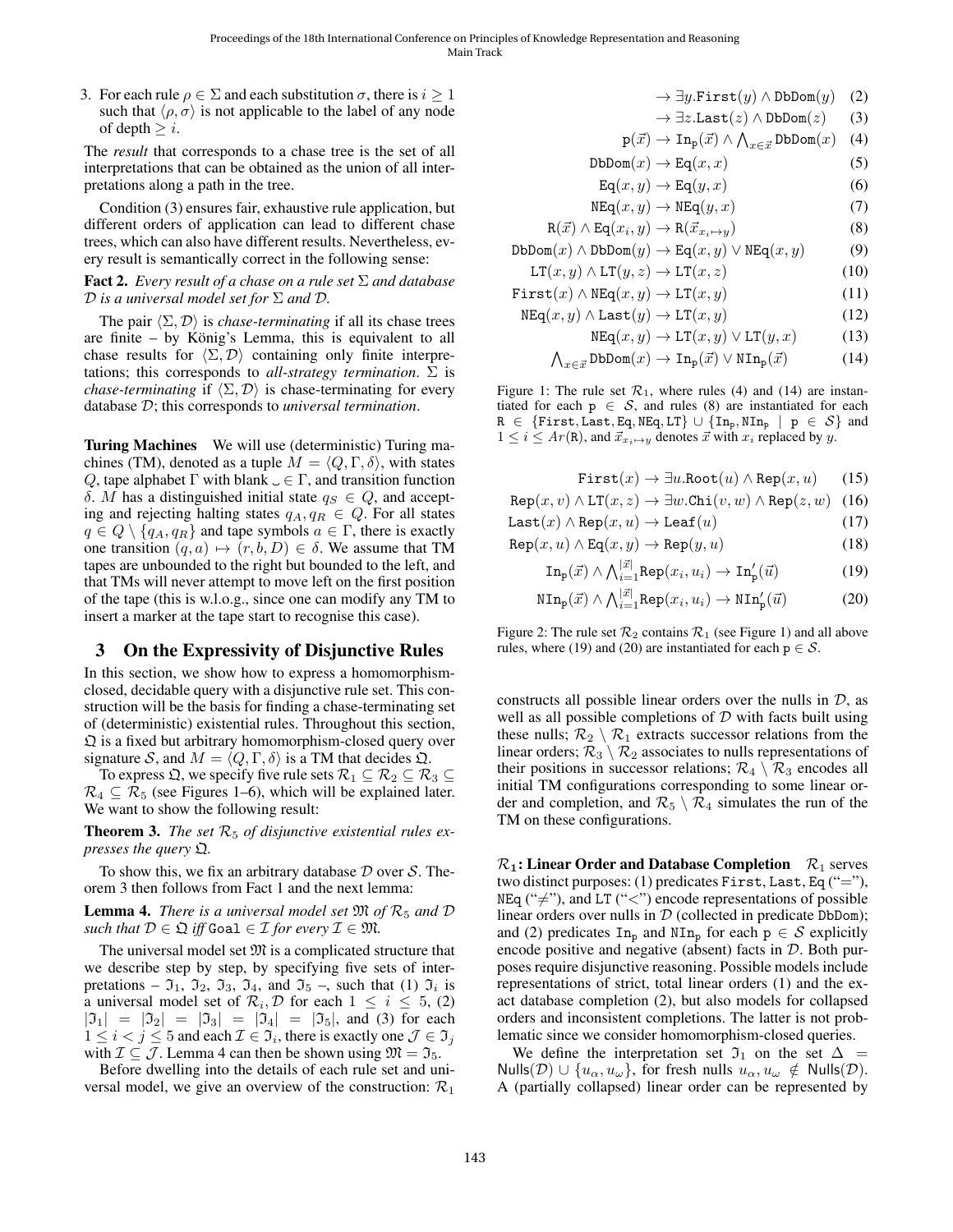3. For each rule $\rho \in \Sigma$ and each substitution $\sigma$, there is $i \geq 1$ such that $\langle \rho, \sigma \rangle$ is not applicable to the label of any node of depth $\geq i$.

The *result* that corresponds to a chase tree is the set of all interpretations that can be obtained as the union of all interpretations along a path in the tree.

Condition (3) ensures fair, exhaustive rule application, but different orders of application can lead to different chase trees, which can also have different results. Nevertheless, every result is semantically correct in the following sense:

**Fact 2.** *Every result of a chase on a rule set $\Sigma$ and database $\mathcal{D}$ is a universal model set for $\Sigma$ and $\mathcal{D}$.*

The pair $\langle \Sigma, \mathcal{D} \rangle$ is *chase-terminating* if all its chase trees are finite – by König's Lemma, this is equivalent to all chase results for $\langle \Sigma, \mathcal{D} \rangle$ containing only finite interpretations; this corresponds to *all-strategy termination*. $\Sigma$ is *chase-terminating* if $\langle \Sigma, \mathcal{D} \rangle$ is chase-terminating for every database $\mathcal{D}$; this corresponds to *universal termination*.

**Turing Machines** We will use (deterministic) Turing machines (TM), denoted as a tuple $M = \langle Q, \Gamma, \delta \rangle$, with states $Q$, tape alphabet $\Gamma$ with blank $\llcorner\!\lrcorner \in \Gamma$, and transition function $\delta$. $M$ has a distinguished initial state $q_S \in Q$, and accepting and rejecting halting states $q_A, q_R \in Q$. For all states $q \in Q \setminus \{q_A, q_R\}$ and tape symbols $a \in \Gamma$, there is exactly one transition $(q, a) \mapsto (r, b, D) \in \delta$. We assume that TM tapes are unbounded to the right but bounded to the left, and that TMs will never attempt to move left on the first position of the tape (this is w.l.o.g., since one can modify any TM to insert a marker at the tape start to recognise this case).

## 3 On the Expressivity of Disjunctive Rules

In this section, we show how to express a homomorphism-closed, decidable query with a disjunctive rule set. This construction will be the basis for finding a chase-terminating set of (deterministic) existential rules. Throughout this section, $\mathfrak{Q}$ is a fixed but arbitrary homomorphism-closed query over signature $\mathcal{S}$, and $M = \langle Q, \Gamma, \delta \rangle$ is a TM that decides $\mathfrak{Q}$.

To express $\mathfrak{Q}$, we specify five rule sets $\mathcal{R}_1 \subseteq \mathcal{R}_2 \subseteq \mathcal{R}_3 \subseteq \mathcal{R}_4 \subseteq \mathcal{R}_5$ (see Figures 1–6), which will be explained later. We want to show the following result:

**Theorem 3.** *The set $\mathcal{R}_5$ of disjunctive existential rules expresses the query $\mathfrak{Q}$.*

To show this, we fix an arbitrary database $\mathcal{D}$ over $\mathcal{S}$. Theorem 3 then follows from Fact 1 and the next lemma:

**Lemma 4.** *There is a universal model set $\mathfrak{M}$ of $\mathcal{R}_5$ and $\mathcal{D}$ such that $\mathcal{D} \in \mathfrak{Q}$ iff $\texttt{Goal} \in \mathcal{I}$ for every $\mathcal{I} \in \mathfrak{M}$.*

The universal model set $\mathfrak{M}$ is a complicated structure that we describe step by step, by specifying five sets of interpretations – $\mathfrak{I}_1$, $\mathfrak{I}_2$, $\mathfrak{I}_3$, $\mathfrak{I}_4$, and $\mathfrak{I}_5$ –, such that (1) $\mathfrak{I}_i$ is a universal model set of $\mathcal{R}_i, \mathcal{D}$ for each $1 \leq i \leq 5$, (2) $|\mathfrak{I}_1| = |\mathfrak{I}_2| = |\mathfrak{I}_3| = |\mathfrak{I}_4| = |\mathfrak{I}_5|$, and (3) for each $1 \leq i < j \leq 5$ and each $\mathcal{I} \in \mathfrak{I}_i$, there is exactly one $\mathcal{J} \in \mathfrak{I}_j$ with $\mathcal{I} \subseteq \mathcal{J}$. Lemma 4 can then be shown using $\mathfrak{M} = \mathfrak{I}_5$.

Before dwelling into the details of each rule set and universal model, we give an overview of the construction: $\mathcal{R}_1$ constructs all possible linear orders over the nulls in $\mathcal{D}$, as well as all possible completions of $\mathcal{D}$ with facts built using these nulls; $\mathcal{R}_2 \setminus \mathcal{R}_1$ extracts successor relations from the linear orders; $\mathcal{R}_3 \setminus \mathcal{R}_2$ associates to nulls representations of their positions in successor relations; $\mathcal{R}_4 \setminus \mathcal{R}_3$ encodes all initial TM configurations corresponding to some linear order and completion, and $\mathcal{R}_5 \setminus \mathcal{R}_4$ simulates the run of the TM on these configurations.

$$\rightarrow \exists y.\texttt{First}(y) \wedge \texttt{DbDom}(y) \quad (2)$$

$$\rightarrow \exists z.\texttt{Last}(z) \wedge \texttt{DbDom}(z) \quad (3)$$

$$\texttt{p}(\vec{x}) \rightarrow \texttt{In}_\texttt{p}(\vec{x}) \wedge \textstyle\bigwedge_{x \in \vec{x}} \texttt{DbDom}(x) \quad (4)$$

$$\texttt{DbDom}(x) \rightarrow \texttt{Eq}(x, x) \quad (5)$$

$$\texttt{Eq}(x, y) \rightarrow \texttt{Eq}(y, x) \quad (6)$$

$$\texttt{NEq}(x, y) \rightarrow \texttt{NEq}(y, x) \quad (7)$$

$$\texttt{R}(\vec{x}) \wedge \texttt{Eq}(x_i, y) \rightarrow \texttt{R}(\vec{x}_{x_i \mapsto y}) \quad (8)$$

$$\texttt{DbDom}(x) \wedge \texttt{DbDom}(y) \rightarrow \texttt{Eq}(x, y) \vee \texttt{NEq}(x, y) \quad (9)$$

$$\texttt{LT}(x, y) \wedge \texttt{LT}(y, z) \rightarrow \texttt{LT}(x, z) \quad (10)$$

$$\texttt{First}(x) \wedge \texttt{NEq}(x, y) \rightarrow \texttt{LT}(x, y) \quad (11)$$

$$\texttt{NEq}(x, y) \wedge \texttt{Last}(y) \rightarrow \texttt{LT}(x, y) \quad (12)$$

$$\texttt{NEq}(x, y) \rightarrow \texttt{LT}(x, y) \vee \texttt{LT}(y, x) \quad (13)$$

$$\textstyle\bigwedge_{x \in \vec{x}} \texttt{DbDom}(x) \rightarrow \texttt{In}_\texttt{p}(\vec{x}) \vee \texttt{NIn}_\texttt{p}(\vec{x}) \quad (14)$$

Figure 1: The rule set $\mathcal{R}_1$, where rules (4) and (14) are instantiated for each $\texttt{p} \in \mathcal{S}$, and rules (8) are instantiated for each $\texttt{R} \in \{\texttt{First}, \texttt{Last}, \texttt{Eq}, \texttt{NEq}, \texttt{LT}\} \cup \{\texttt{In}_\texttt{p}, \texttt{NIn}_\texttt{p} \mid \texttt{p} \in \mathcal{S}\}$ and $1 \leq i \leq Ar(\texttt{R})$, and $\vec{x}_{x_i \mapsto y}$ denotes $\vec{x}$ with $x_i$ replaced by $y$.

$$\texttt{First}(x) \rightarrow \exists u.\texttt{Root}(u) \wedge \texttt{Rep}(x, u) \quad (15)$$

$$\texttt{Rep}(x, v) \wedge \texttt{LT}(x, z) \rightarrow \exists w.\texttt{Chi}(v, w) \wedge \texttt{Rep}(z, w) \quad (16)$$

$$\texttt{Last}(x) \wedge \texttt{Rep}(x, u) \rightarrow \texttt{Leaf}(u) \quad (17)$$

$$\texttt{Rep}(x, u) \wedge \texttt{Eq}(x, y) \rightarrow \texttt{Rep}(y, u) \quad (18)$$

$$\texttt{In}_\texttt{p}(\vec{x}) \wedge \textstyle\bigwedge_{i=1}^{|\vec{x}|} \texttt{Rep}(x_i, u_i) \rightarrow \texttt{In}'_\texttt{p}(\vec{u}) \quad (19)$$

$$\texttt{NIn}_\texttt{p}(\vec{x}) \wedge \textstyle\bigwedge_{i=1}^{|\vec{x}|} \texttt{Rep}(x_i, u_i) \rightarrow \texttt{NIn}'_\texttt{p}(\vec{u}) \quad (20)$$

Figure 2: The rule set $\mathcal{R}_2$ contains $\mathcal{R}_1$ (see Figure 1) and all above rules, where (19) and (20) are instantiated for each $\texttt{p} \in \mathcal{S}$.

**$\mathcal{R}_1$: Linear Order and Database Completion** $\mathcal{R}_1$ serves two distinct purposes: (1) predicates $\texttt{First}$, $\texttt{Last}$, $\texttt{Eq}$ ("$=$"), $\texttt{NEq}$ ("$\neq$"), and $\texttt{LT}$ ("$<$") encode representations of possible linear orders over nulls in $\mathcal{D}$ (collected in predicate $\texttt{DbDom}$); and (2) predicates $\texttt{In}_\texttt{p}$ and $\texttt{NIn}_\texttt{p}$ for each $\texttt{p} \in \mathcal{S}$ explicitly encode positive and negative (absent) facts in $\mathcal{D}$. Both purposes require disjunctive reasoning. Possible models include representations of strict, total linear orders (1) and the exact database completion (2), but also models for collapsed orders and inconsistent completions. The latter is not problematic since we consider homomorphism-closed queries.

We define the interpretation set $\mathfrak{I}_1$ on the set $\Delta = \mathsf{Nulls}(\mathcal{D}) \cup \{u_\alpha, u_\omega\}$, for fresh nulls $u_\alpha, u_\omega \notin \mathsf{Nulls}(\mathcal{D})$. A (partially collapsed) linear order can be represented by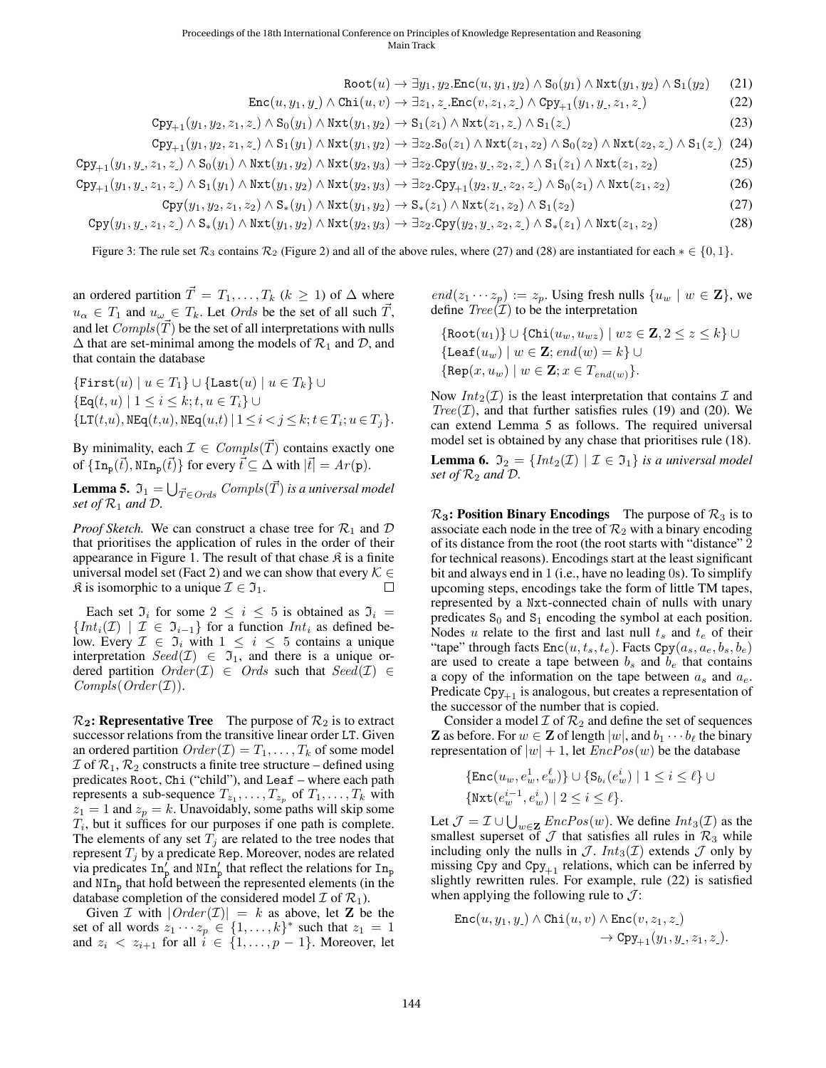$$\texttt{Root}(u) \to \exists y_1, y_2.\texttt{Enc}(u, y_1, y_2) \wedge \texttt{S}_0(y_1) \wedge \texttt{Nxt}(y_1, y_2) \wedge \texttt{S}_1(y_2) \quad (21)$$

$$\texttt{Enc}(u, y_1, y_\lrcorner) \wedge \texttt{Chi}(u, v) \to \exists z_1, z_\lrcorner.\texttt{Enc}(v, z_1, z_\lrcorner) \wedge \texttt{Cpy}_{+1}(y_1, y_\lrcorner, z_1, z_\lrcorner) \quad (22)$$

$$\texttt{Cpy}_{+1}(y_1, y_2, z_1, z_\lrcorner) \wedge \texttt{S}_0(y_1) \wedge \texttt{Nxt}(y_1, y_2) \to \texttt{S}_1(z_1) \wedge \texttt{Nxt}(z_1, z_\lrcorner) \wedge \texttt{S}_1(z_\lrcorner) \quad (23)$$

$$\texttt{Cpy}_{+1}(y_1, y_2, z_1, z_\lrcorner) \wedge \texttt{S}_1(y_1) \wedge \texttt{Nxt}(y_1, y_2) \to \exists z_2.\texttt{S}_0(z_1) \wedge \texttt{Nxt}(z_1, z_2) \wedge \texttt{S}_0(z_2) \wedge \texttt{Nxt}(z_2, z_\lrcorner) \wedge \texttt{S}_1(z_\lrcorner) \quad (24)$$

$$\texttt{Cpy}_{+1}(y_1, y_\lrcorner, z_1, z_\lrcorner) \wedge \texttt{S}_0(y_1) \wedge \texttt{Nxt}(y_1, y_2) \wedge \texttt{Nxt}(y_2, y_3) \to \exists z_2.\texttt{Cpy}(y_2, y_\lrcorner, z_2, z_\lrcorner) \wedge \texttt{S}_1(z_1) \wedge \texttt{Nxt}(z_1, z_2) \quad (25)$$

$$\texttt{Cpy}_{+1}(y_1, y_\lrcorner, z_1, z_\lrcorner) \wedge \texttt{S}_1(y_1) \wedge \texttt{Nxt}(y_1, y_2) \wedge \texttt{Nxt}(y_2, y_3) \to \exists z_2.\texttt{Cpy}_{+1}(y_2, y_\lrcorner, z_2, z_\lrcorner) \wedge \texttt{S}_0(z_1) \wedge \texttt{Nxt}(z_1, z_2) \quad (26)$$

$$\texttt{Cpy}(y_1, y_2, z_1, z_2) \wedge \texttt{S}_*(y_1) \wedge \texttt{Nxt}(y_1, y_2) \to \texttt{S}_*(z_1) \wedge \texttt{Nxt}(z_1, z_2) \wedge \texttt{S}_1(z_2) \quad (27)$$

$$\texttt{Cpy}(y_1, y_\lrcorner, z_1, z_\lrcorner) \wedge \texttt{S}_*(y_1) \wedge \texttt{Nxt}(y_1, y_2) \wedge \texttt{Nxt}(y_2, y_3) \to \exists z_2.\texttt{Cpy}(y_2, y_\lrcorner, z_2, z_\lrcorner) \wedge \texttt{S}_*(z_1) \wedge \texttt{Nxt}(z_1, z_2) \quad (28)$$

Figure 3: The rule set $\mathcal{R}_3$ contains $\mathcal{R}_2$ (Figure 2) and all of the above rules, where (27) and (28) are instantiated for each $* \in \{0, 1\}$.

an ordered partition $\vec{T} = T_1, \ldots, T_k$ ($k \geq 1$) of $\Delta$ where $u_\alpha \in T_1$ and $u_\omega \in T_k$. Let *Ords* be the set of all such $\vec{T}$, and let $Compls(\vec{T})$ be the set of all interpretations with nulls $\Delta$ that are set-minimal among the models of $\mathcal{R}_1$ and $\mathcal{D}$, and that contain the database

$$\{\texttt{First}(u) \mid u \in T_1\} \cup \{\texttt{Last}(u) \mid u \in T_k\} \cup$$
$$\{\texttt{Eq}(t, u) \mid 1 \leq i \leq k; t, u \in T_i\} \cup$$
$$\{\texttt{LT}(t,u), \texttt{NEq}(t,u), \texttt{NEq}(u,t) \mid 1 \leq i < j \leq k; t \in T_i; u \in T_j\}.$$

By minimality, each $\mathcal{I} \in Compls(\vec{T})$ contains exactly one of $\{\texttt{In}_\texttt{p}(\vec{t}), \texttt{NIn}_\texttt{p}(\vec{t})\}$ for every $\vec{t} \subseteq \Delta$ with $|\vec{t}| = Ar(\texttt{p})$.

**Lemma 5.** *$\mathfrak{I}_1 = \bigcup_{\vec{T} \in Ords} Compls(\vec{T})$ is a universal model set of $\mathcal{R}_1$ and $\mathcal{D}$.*

*Proof Sketch.* We can construct a chase tree for $\mathcal{R}_1$ and $\mathcal{D}$ that prioritises the application of rules in the order of their appearance in Figure 1. The result of that chase $\mathfrak{K}$ is a finite universal model set (Fact 2) and we can show that every $\mathcal{K} \in \mathfrak{K}$ is isomorphic to a unique $\mathcal{I} \in \mathfrak{I}_1$. □

Each set $\mathfrak{I}_i$ for some $2 \leq i \leq 5$ is obtained as $\mathfrak{I}_i = \{Int_i(\mathcal{I}) \mid \mathcal{I} \in \mathfrak{I}_{i-1}\}$ for a function $Int_i$ as defined below. Every $\mathcal{I} \in \mathfrak{I}_i$ with $1 \leq i \leq 5$ contains a unique interpretation $Seed(\mathcal{I}) \in \mathfrak{I}_1$, and there is a unique ordered partition $Order(\mathcal{I}) \in Ords$ such that $Seed(\mathcal{I}) \in Compls(Order(\mathcal{I}))$.

**$\mathcal{R}_2$: Representative Tree** The purpose of $\mathcal{R}_2$ is to extract successor relations from the transitive linear order LT. Given an ordered partition $Order(\mathcal{I}) = T_1, \ldots, T_k$ of some model $\mathcal{I}$ of $\mathcal{R}_1$, $\mathcal{R}_2$ constructs a finite tree structure – defined using predicates Root, Chi ("child"), and Leaf – where each path represents a sub-sequence $T_{z_1}, \ldots, T_{z_p}$ of $T_1, \ldots, T_k$ with $z_1 = 1$ and $z_p = k$. Unavoidably, some paths will skip some $T_i$, but it suffices for our purposes if one path is complete. The elements of any set $T_j$ are related to the tree nodes that represent $T_j$ by a predicate Rep. Moreover, nodes are related via predicates $\texttt{In}'_\texttt{p}$ and $\texttt{NIn}'_\texttt{p}$ that reflect the relations for $\texttt{In}_\texttt{p}$ and $\texttt{NIn}_\texttt{p}$ that hold between the represented elements (in the database completion of the considered model $\mathcal{I}$ of $\mathcal{R}_1$).

Given $\mathcal{I}$ with $|Order(\mathcal{I})| = k$ as above, let $\mathbf{Z}$ be the set of all words $z_1 \cdots z_p \in \{1, \ldots, k\}^*$ such that $z_1 = 1$ and $z_i < z_{i+1}$ for all $i \in \{1, \ldots, p-1\}$. Moreover, let $end(z_1 \cdots z_p) := z_p$. Using fresh nulls $\{u_w \mid w \in \mathbf{Z}\}$, we define $Tree(\mathcal{I})$ to be the interpretation

$$\{\texttt{Root}(u_1)\} \cup \{\texttt{Chi}(u_w, u_{wz}) \mid wz \in \mathbf{Z}, 2 \leq z \leq k\} \cup$$
$$\{\texttt{Leaf}(u_w) \mid w \in \mathbf{Z}; end(w) = k\} \cup$$
$$\{\texttt{Rep}(x, u_w) \mid w \in \mathbf{Z}; x \in T_{end(w)}\}.$$

Now $Int_2(\mathcal{I})$ is the least interpretation that contains $\mathcal{I}$ and $Tree(\mathcal{I})$, and that further satisfies rules (19) and (20). We can extend Lemma 5 as follows. The required universal model set is obtained by any chase that prioritises rule (18).

**Lemma 6.** *$\mathfrak{I}_2 = \{Int_2(\mathcal{I}) \mid \mathcal{I} \in \mathfrak{I}_1\}$ is a universal model set of $\mathcal{R}_2$ and $\mathcal{D}$.*

**$\mathcal{R}_3$: Position Binary Encodings** The purpose of $\mathcal{R}_3$ is to associate each node in the tree of $\mathcal{R}_2$ with a binary encoding of its distance from the root (the root starts with "distance" 2 for technical reasons). Encodings start at the least significant bit and always end in 1 (i.e., have no leading 0s). To simplify upcoming steps, encodings take the form of little TM tapes, represented by a Nxt-connected chain of nulls with unary predicates $\texttt{S}_0$ and $\texttt{S}_1$ encoding the symbol at each position. Nodes $u$ relate to the first and last null $t_s$ and $t_e$ of their "tape" through facts $\texttt{Enc}(u, t_s, t_e)$. Facts $\texttt{Cpy}(a_s, a_e, b_s, b_e)$ are used to create a tape between $b_s$ and $b_e$ that contains a copy of the information on the tape between $a_s$ and $a_e$. Predicate $\texttt{Cpy}_{+1}$ is analogous, but creates a representation of the successor of the number that is copied.

Consider a model $\mathcal{I}$ of $\mathcal{R}_2$ and define the set of sequences $\mathbf{Z}$ as before. For $w \in \mathbf{Z}$ of length $|w|$, and $b_1 \cdots b_\ell$ the binary representation of $|w| + 1$, let $EncPos(w)$ be the database

$$\{\texttt{Enc}(u_w, e^1_w, e^\ell_w)\} \cup \{\texttt{S}_{b_i}(e^i_w) \mid 1 \leq i \leq \ell\} \cup$$
$$\{\texttt{Nxt}(e^{i-1}_w, e^i_w) \mid 2 \leq i \leq \ell\}.$$

Let $\mathcal{J} = \mathcal{I} \cup \bigcup_{w \in \mathbf{Z}} EncPos(w)$. We define $Int_3(\mathcal{I})$ as the smallest superset of $\mathcal{J}$ that satisfies all rules in $\mathcal{R}_3$ while including only the nulls in $\mathcal{J}$. $Int_3(\mathcal{I})$ extends $\mathcal{J}$ only by missing Cpy and $\texttt{Cpy}_{+1}$ relations, which can be inferred by slightly rewritten rules. For example, rule (22) is satisfied when applying the following rule to $\mathcal{J}$:

$$\texttt{Enc}(u, y_1, y_\lrcorner) \wedge \texttt{Chi}(u, v) \wedge \texttt{Enc}(v, z_1, z_\lrcorner) \to \texttt{Cpy}_{+1}(y_1, y_\lrcorner, z_1, z_\lrcorner).$$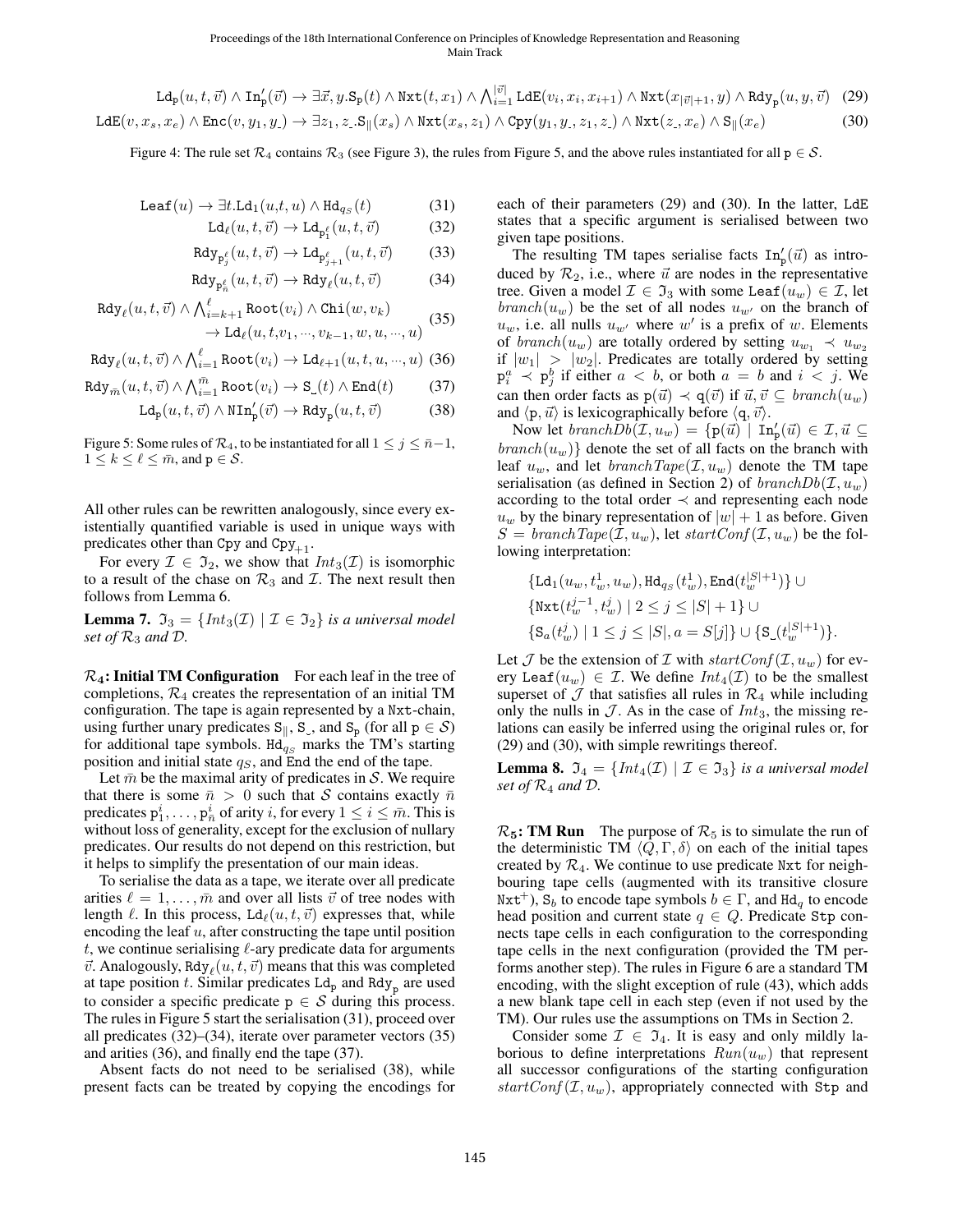$$\mathtt{Ld_p}(u,t,\vec{v}) \wedge \mathtt{In}'_\mathtt{p}(\vec{v}) \to \exists \vec{x}, y.\mathtt{S_p}(t) \wedge \mathtt{Nxt}(t,x_1) \wedge \bigwedge_{i=1}^{|\vec{v}|} \mathtt{LdE}(v_i,x_i,x_{i+1}) \wedge \mathtt{Nxt}(x_{|\vec{v}|+1},y) \wedge \mathtt{Rdy_p}(u,y,\vec{v}) \quad (29)$$

$$\mathtt{LdE}(v,x_s,x_e) \wedge \mathtt{Enc}(v,y_1,y_\text{\textvisiblespace}) \to \exists z_1, z_\text{\textvisiblespace}.\mathtt{S}_\|(x_s) \wedge \mathtt{Nxt}(x_s,z_1) \wedge \mathtt{Cpy}(y_1,y_\text{\textvisiblespace},z_1,z_\text{\textvisiblespace}) \wedge \mathtt{Nxt}(z_\text{\textvisiblespace},x_e) \wedge \mathtt{S}_\|(x_e) \quad (30)$$

Figure 4: The rule set $\mathcal{R}_4$ contains $\mathcal{R}_3$ (see Figure 3), the rules from Figure 5, and the above rules instantiated for all $\mathtt{p} \in \mathcal{S}$.

$$\mathtt{Leaf}(u) \to \exists t.\mathtt{Ld}_1(u,t,u) \wedge \mathtt{Hd}_{q_S}(t) \quad (31)$$

$$\mathtt{Ld}_\ell(u,t,\vec{v}) \to \mathtt{Ld}_{\mathtt{p}_1^\ell}(u,t,\vec{v}) \quad (32)$$

$$\mathtt{Rdy}_{\mathtt{p}_j^\ell}(u,t,\vec{v}) \to \mathtt{Ld}_{\mathtt{p}_{j+1}^\ell}(u,t,\vec{v}) \quad (33)$$

$$\mathtt{Rdy}_{\mathtt{p}_{\bar{n}}^\ell}(u,t,\vec{v}) \to \mathtt{Rdy}_\ell(u,t,\vec{v}) \quad (34)$$

$$\mathtt{Rdy}_\ell(u,t,\vec{v}) \wedge \bigwedge_{i=k+1}^{\ell} \mathtt{Root}(v_i) \wedge \mathtt{Chi}(w,v_k) \to \mathtt{Ld}_\ell(u,t,v_1,\cdots,v_{k-1},w,u,\cdots,u) \quad (35)$$

$$\mathtt{Rdy}_\ell(u,t,\vec{v}) \wedge \bigwedge_{i=1}^{\ell} \mathtt{Root}(v_i) \to \mathtt{Ld}_{\ell+1}(u,t,u,\cdots,u) \quad (36)$$

$$\mathtt{Rdy}_{\bar{m}}(u,t,\vec{v}) \wedge \bigwedge_{i=1}^{\bar{m}} \mathtt{Root}(v_i) \to \mathtt{S}_\text{\textvisiblespace}(t) \wedge \mathtt{End}(t) \quad (37)$$

$$\mathtt{Ld_p}(u,t,\vec{v}) \wedge \mathtt{NIn}'_\mathtt{p}(\vec{v}) \to \mathtt{Rdy_p}(u,t,\vec{v}) \quad (38)$$

Figure 5: Some rules of $\mathcal{R}_4$, to be instantiated for all $1 \leq j \leq \bar{n}-1$, $1 \leq k \leq \ell \leq \bar{m}$, and $\mathtt{p} \in \mathcal{S}$.

All other rules can be rewritten analogously, since every existentially quantified variable is used in unique ways with predicates other than Cpy and $\mathtt{Cpy}_{+1}$.

For every $\mathcal{I} \in \mathfrak{I}_2$, we show that $Int_3(\mathcal{I})$ is isomorphic to a result of the chase on $\mathcal{R}_3$ and $\mathcal{I}$. The next result then follows from Lemma 6.

**Lemma 7.** *$\mathfrak{I}_3 = \{Int_3(\mathcal{I}) \mid \mathcal{I} \in \mathfrak{I}_2\}$ is a universal model set of $\mathcal{R}_3$ and $\mathcal{D}$.*

**$\mathcal{R}_4$: Initial TM Configuration** For each leaf in the tree of completions, $\mathcal{R}_4$ creates the representation of an initial TM configuration. The tape is again represented by a Nxt-chain, using further unary predicates $\mathtt{S}_\|$, $\mathtt{S}_\text{\textvisiblespace}$, and $\mathtt{S_p}$ (for all $\mathtt{p} \in \mathcal{S}$) for additional tape symbols. $\mathtt{Hd}_{q_S}$ marks the TM's starting position and initial state $q_S$, and End the end of the tape.

Let $\bar{m}$ be the maximal arity of predicates in $\mathcal{S}$. We require that there is some $\bar{n} > 0$ such that $\mathcal{S}$ contains exactly $\bar{n}$ predicates $\mathtt{p}_1^i, \ldots, \mathtt{p}_{\bar{n}}^i$ of arity $i$, for every $1 \leq i \leq \bar{m}$. This is without loss of generality, except for the exclusion of nullary predicates. Our results do not depend on this restriction, but it helps to simplify the presentation of our main ideas.

To serialise the data as a tape, we iterate over all predicate arities $\ell = 1, \ldots, \bar{m}$ and over all lists $\vec{v}$ of tree nodes with length $\ell$. In this process, $\mathtt{Ld}_\ell(u,t,\vec{v})$ expresses that, while encoding the leaf $u$, after constructing the tape until position $t$, we continue serialising $\ell$-ary predicate data for arguments $\vec{v}$. Analogously, $\mathtt{Rdy}_\ell(u,t,\vec{v})$ means that this was completed at tape position $t$. Similar predicates $\mathtt{Ld_p}$ and $\mathtt{Rdy_p}$ are used to consider a specific predicate $\mathtt{p} \in \mathcal{S}$ during this process. The rules in Figure 5 start the serialisation (31), proceed over all predicates (32)–(34), iterate over parameter vectors (35) and arities (36), and finally end the tape (37).

Absent facts do not need to be serialised (38), while present facts can be treated by copying the encodings for each of their parameters (29) and (30). In the latter, LdE states that a specific argument is serialised between two given tape positions.

The resulting TM tapes serialise facts $\mathtt{In}'_\mathtt{p}(\vec{u})$ as introduced by $\mathcal{R}_2$, i.e., where $\vec{u}$ are nodes in the representative tree. Given a model $\mathcal{I} \in \mathfrak{I}_3$ with some $\mathtt{Leaf}(u_w) \in \mathcal{I}$, let $branch(u_w)$ be the set of all nodes $u_{w'}$ on the branch of $u_w$, i.e. all nulls $u_{w'}$ where $w'$ is a prefix of $w$. Elements of $branch(u_w)$ are totally ordered by setting $u_{w_1} \prec u_{w_2}$ if $|w_1| > |w_2|$. Predicates are totally ordered by setting $\mathtt{p}_i^a \prec \mathtt{p}_j^b$ if either $a < b$, or both $a = b$ and $i < j$. We can then order facts as $\mathtt{p}(\vec{u}) \prec \mathtt{q}(\vec{v})$ if $\vec{u}, \vec{v} \subseteq branch(u_w)$ and $\langle \mathtt{p}, \vec{u} \rangle$ is lexicographically before $\langle \mathtt{q}, \vec{v} \rangle$.

Now let $branchDb(\mathcal{I}, u_w) = \{\mathtt{p}(\vec{u}) \mid \mathtt{In}'_\mathtt{p}(\vec{u}) \in \mathcal{I}, \vec{u} \subseteq branch(u_w)\}$ denote the set of all facts on the branch with leaf $u_w$, and let $branchTape(\mathcal{I}, u_w)$ denote the TM tape serialisation (as defined in Section 2) of $branchDb(\mathcal{I}, u_w)$ according to the total order $\prec$ and representing each node $u_w$ by the binary representation of $|w| + 1$ as before. Given $S = branchTape(\mathcal{I}, u_w)$, let $startConf(\mathcal{I}, u_w)$ be the following interpretation:

$$\{\mathtt{Ld}_1(u_w, t_w^1, u_w), \mathtt{Hd}_{q_S}(t_w^1), \mathtt{End}(t_w^{|S|+1})\} \cup$$
$$\{\mathtt{Nxt}(t_w^{j-1}, t_w^j) \mid 2 \leq j \leq |S| + 1\} \cup$$
$$\{\mathtt{S}_a(t_w^j) \mid 1 \leq j \leq |S|, a = S[j]\} \cup \{\mathtt{S}_\text{\textvisiblespace}(t_w^{|S|+1})\}.$$

Let $\mathcal{J}$ be the extension of $\mathcal{I}$ with $startConf(\mathcal{I}, u_w)$ for every $\mathtt{Leaf}(u_w) \in \mathcal{I}$. We define $Int_4(\mathcal{I})$ to be the smallest superset of $\mathcal{J}$ that satisfies all rules in $\mathcal{R}_4$ while including only the nulls in $\mathcal{J}$. As in the case of $Int_3$, the missing relations can easily be inferred using the original rules or, for (29) and (30), with simple rewritings thereof.

**Lemma 8.** *$\mathfrak{I}_4 = \{Int_4(\mathcal{I}) \mid \mathcal{I} \in \mathfrak{I}_3\}$ is a universal model set of $\mathcal{R}_4$ and $\mathcal{D}$.*

**$\mathcal{R}_5$: TM Run** The purpose of $\mathcal{R}_5$ is to simulate the run of the deterministic TM $\langle Q, \Gamma, \delta \rangle$ on each of the initial tapes created by $\mathcal{R}_4$. We continue to use predicate Nxt for neighbouring tape cells (augmented with its transitive closure $\mathtt{Nxt}^+$), $\mathtt{S}_b$ to encode tape symbols $b \in \Gamma$, and $\mathtt{Hd}_q$ to encode head position and current state $q \in Q$. Predicate Stp connects tape cells in each configuration to the corresponding tape cells in the next configuration (provided the TM performs another step). The rules in Figure 6 are a standard TM encoding, with the slight exception of rule (43), which adds a new blank tape cell in each step (even if not used by the TM). Our rules use the assumptions on TMs in Section 2.

Consider some $\mathcal{I} \in \mathfrak{I}_4$. It is easy and only mildly laborious to define interpretations $Run(u_w)$ that represent all successor configurations of the starting configuration $startConf(\mathcal{I}, u_w)$, appropriately connected with Stp and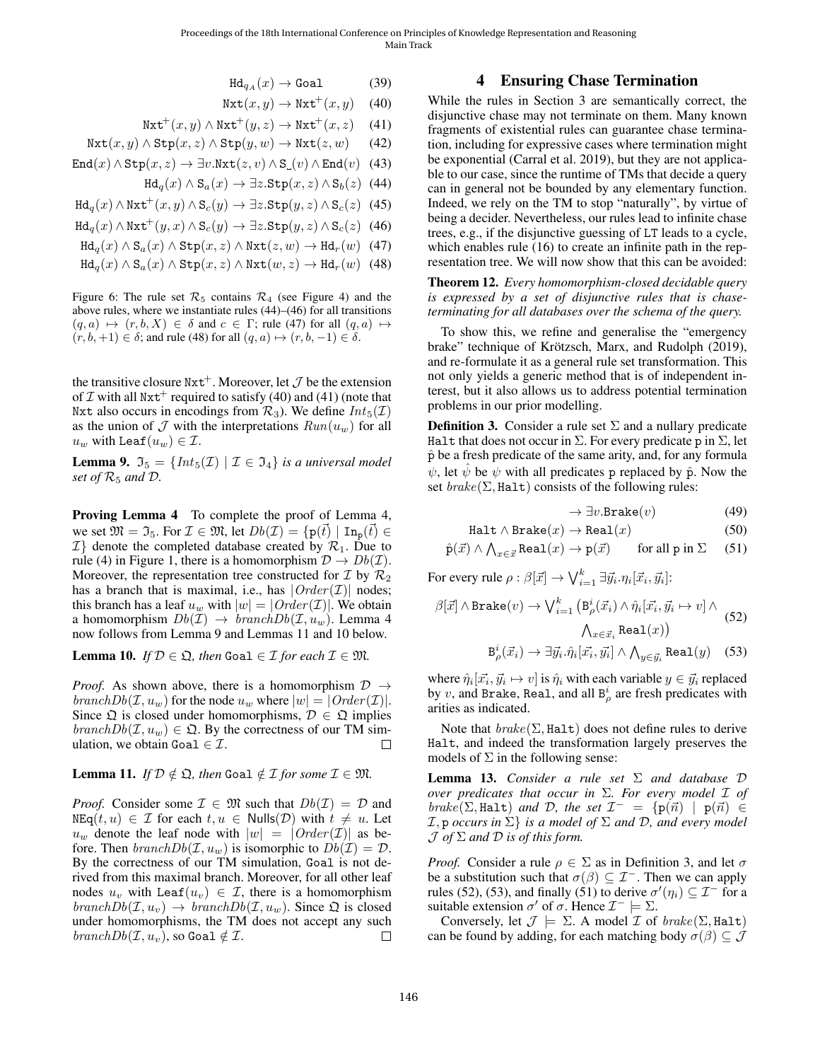$$\mathtt{Hd}_{q_A}(x) \rightarrow \mathtt{Goal} \tag{39}$$

$$\mathtt{Nxt}(x, y) \rightarrow \mathtt{Nxt}^+(x, y) \tag{40}$$

$$\mathtt{Nxt}^+(x, y) \wedge \mathtt{Nxt}^+(y, z) \rightarrow \mathtt{Nxt}^+(x, z) \tag{41}$$

$$\mathtt{Nxt}(x, y) \wedge \mathtt{Stp}(x, z) \wedge \mathtt{Stp}(y, w) \rightarrow \mathtt{Nxt}(z, w) \tag{42}$$

$$\mathtt{End}(x) \wedge \mathtt{Stp}(x, z) \rightarrow \exists v.\mathtt{Nxt}(z, v) \wedge \mathtt{S}_{\_}(v) \wedge \mathtt{End}(v) \tag{43}$$

$$\mathtt{Hd}_q(x) \wedge \mathtt{S}_a(x) \rightarrow \exists z.\mathtt{Stp}(x, z) \wedge \mathtt{S}_b(z) \tag{44}$$

$$\mathtt{Hd}_q(x) \wedge \mathtt{Nxt}^+(x, y) \wedge \mathtt{S}_c(y) \rightarrow \exists z.\mathtt{Stp}(y, z) \wedge \mathtt{S}_c(z) \tag{45}$$

$$\mathtt{Hd}_q(x) \wedge \mathtt{Nxt}^+(y, x) \wedge \mathtt{S}_c(y) \rightarrow \exists z.\mathtt{Stp}(y, z) \wedge \mathtt{S}_c(z) \tag{46}$$

$$\mathtt{Hd}_q(x) \wedge \mathtt{S}_a(x) \wedge \mathtt{Stp}(x, z) \wedge \mathtt{Nxt}(z, w) \rightarrow \mathtt{Hd}_r(w) \tag{47}$$

$$\mathtt{Hd}_q(x) \wedge \mathtt{S}_a(x) \wedge \mathtt{Stp}(x, z) \wedge \mathtt{Nxt}(w, z) \rightarrow \mathtt{Hd}_r(w) \tag{48}$$

Figure 6: The rule set $\mathcal{R}_5$ contains $\mathcal{R}_4$ (see Figure 4) and the above rules, where we instantiate rules (44)–(46) for all transitions $(q, a) \mapsto (r, b, X) \in \delta$ and $c \in \Gamma$; rule (47) for all $(q, a) \mapsto (r, b, +1) \in \delta$; and rule (48) for all $(q, a) \mapsto (r, b, -1) \in \delta$.

the transitive closure $\mathtt{Nxt}^+$. Moreover, let $\mathcal{J}$ be the extension of $\mathcal{I}$ with all $\mathtt{Nxt}^+$ required to satisfy (40) and (41) (note that Nxt also occurs in encodings from $\mathcal{R}_3$). We define $Int_5(\mathcal{I})$ as the union of $\mathcal{J}$ with the interpretations $Run(u_w)$ for all $u_w$ with $\mathtt{Leaf}(u_w) \in \mathcal{I}$.

**Lemma 9.** *$\mathfrak{I}_5 = \{Int_5(\mathcal{I}) \mid \mathcal{I} \in \mathfrak{I}_4\}$ is a universal model set of $\mathcal{R}_5$ and $\mathcal{D}$.*

**Proving Lemma 4** To complete the proof of Lemma 4, we set $\mathfrak{M} = \mathfrak{I}_5$. For $\mathcal{I} \in \mathfrak{M}$, let $Db(\mathcal{I}) = \{\mathtt{p}(\vec{t}) \mid \mathtt{In}_\mathtt{p}(\vec{t}) \in \mathcal{I}\}$ denote the completed database created by $\mathcal{R}_1$. Due to rule (4) in Figure 1, there is a homomorphism $\mathcal{D} \rightarrow Db(\mathcal{I})$. Moreover, the representation tree constructed for $\mathcal{I}$ by $\mathcal{R}_2$ has a branch that is maximal, i.e., has $|Order(\mathcal{I})|$ nodes; this branch has a leaf $u_w$ with $|w| = |Order(\mathcal{I})|$. We obtain a homomorphism $Db(\mathcal{I}) \rightarrow branchDb(\mathcal{I}, u_w)$. Lemma 4 now follows from Lemma 9 and Lemmas 11 and 10 below.

**Lemma 10.** *If $\mathcal{D} \in \mathfrak{Q}$, then $\mathtt{Goal} \in \mathcal{I}$ for each $\mathcal{I} \in \mathfrak{M}$.*

*Proof.* As shown above, there is a homomorphism $\mathcal{D} \rightarrow branchDb(\mathcal{I}, u_w)$ for the node $u_w$ where $|w| = |Order(\mathcal{I})|$. Since $\mathfrak{Q}$ is closed under homomorphisms, $\mathcal{D} \in \mathfrak{Q}$ implies $branchDb(\mathcal{I}, u_w) \in \mathfrak{Q}$. By the correctness of our TM simulation, we obtain $\mathtt{Goal} \in \mathcal{I}$. □

**Lemma 11.** *If $\mathcal{D} \notin \mathfrak{Q}$, then $\mathtt{Goal} \notin \mathcal{I}$ for some $\mathcal{I} \in \mathfrak{M}$.*

*Proof.* Consider some $\mathcal{I} \in \mathfrak{M}$ such that $Db(\mathcal{I}) = \mathcal{D}$ and $\mathtt{NEq}(t, u) \in \mathcal{I}$ for each $t, u \in \mathsf{Nulls}(\mathcal{D})$ with $t \neq u$. Let $u_w$ denote the leaf node with $|w| = |Order(\mathcal{I})|$ as before. Then $branchDb(\mathcal{I}, u_w)$ is isomorphic to $Db(\mathcal{I}) = \mathcal{D}$. By the correctness of our TM simulation, Goal is not derived from this maximal branch. Moreover, for all other leaf nodes $u_v$ with $\mathtt{Leaf}(u_v) \in \mathcal{I}$, there is a homomorphism $branchDb(\mathcal{I}, u_v) \rightarrow branchDb(\mathcal{I}, u_w)$. Since $\mathfrak{Q}$ is closed under homomorphisms, the TM does not accept any such $branchDb(\mathcal{I}, u_v)$, so $\mathtt{Goal} \notin \mathcal{I}$. □

## 4 Ensuring Chase Termination

While the rules in Section 3 are semantically correct, the disjunctive chase may not terminate on them. Many known fragments of existential rules can guarantee chase termination, including for expressive cases where termination might be exponential (Carral et al. 2019), but they are not applicable to our case, since the runtime of TMs that decide a query can in general not be bounded by any elementary function. Indeed, we rely on the TM to stop "naturally", by virtue of being a decider. Nevertheless, our rules lead to infinite chase trees, e.g., if the disjunctive guessing of LT leads to a cycle, which enables rule (16) to create an infinite path in the representation tree. We will now show that this can be avoided:

**Theorem 12.** *Every homomorphism-closed decidable query is expressed by a set of disjunctive rules that is chase-terminating for all databases over the schema of the query.*

To show this, we refine and generalise the "emergency brake" technique of Krötzsch, Marx, and Rudolph (2019), and re-formulate it as a general rule set transformation. This not only yields a generic method that is of independent interest, but it also allows us to address potential termination problems in our prior modelling.

**Definition 3.** Consider a rule set $\Sigma$ and a nullary predicate Halt that does not occur in $\Sigma$. For every predicate p in $\Sigma$, let $\hat{\mathtt{p}}$ be a fresh predicate of the same arity, and, for any formula $\psi$, let $\hat{\psi}$ be $\psi$ with all predicates p replaced by $\hat{\mathtt{p}}$. Now the set $brake(\Sigma, \mathtt{Halt})$ consists of the following rules:

$$\rightarrow \exists v.\mathtt{Brake}(v) \tag{49}$$

$$\mathtt{Halt} \wedge \mathtt{Brake}(x) \rightarrow \mathtt{Real}(x) \tag{50}$$

$$\hat{\mathtt{p}}(\vec{x}) \wedge \textstyle\bigwedge_{x \in \vec{x}} \mathtt{Real}(x) \rightarrow \mathtt{p}(\vec{x}) \qquad \text{for all p in } \Sigma \tag{51}$$

For every rule $\rho : \beta[\vec{x}] \rightarrow \bigvee_{i=1}^{k} \exists \vec{y}_i.\eta_i[\vec{x}_i, \vec{y}_i]$:

$$\beta[\vec{x}] \wedge \mathtt{Brake}(v) \rightarrow \textstyle\bigvee_{i=1}^{k} \big(\mathtt{B}^i_\rho(\vec{x}_i) \wedge \hat{\eta}_i[\vec{x}_i, \vec{y}_i \mapsto v] \wedge \bigwedge_{x \in \vec{x}_i} \mathtt{Real}(x)\big) \tag{52}$$

$$\mathtt{B}^i_\rho(\vec{x}_i) \rightarrow \exists \vec{y}_i.\hat{\eta}_i[\vec{x}_i, \vec{y}_i] \wedge \textstyle\bigwedge_{y \in \vec{y}_i} \mathtt{Real}(y) \tag{53}$$

where $\hat{\eta}_i[\vec{x}_i, \vec{y}_i \mapsto v]$ is $\hat{\eta}_i$ with each variable $y \in \vec{y}_i$ replaced by $v$, and Brake, Real, and all $\mathtt{B}^i_\rho$ are fresh predicates with arities as indicated.

Note that $brake(\Sigma, \mathtt{Halt})$ does not define rules to derive Halt, and indeed the transformation largely preserves the models of $\Sigma$ in the following sense:

**Lemma 13.** *Consider a rule set $\Sigma$ and database $\mathcal{D}$ over predicates that occur in $\Sigma$. For every model $\mathcal{I}$ of $brake(\Sigma, \mathtt{Halt})$ and $\mathcal{D}$, the set $\mathcal{I}^- = \{\mathtt{p}(\vec{n}) \mid \mathtt{p}(\vec{n}) \in \mathcal{I}, \mathtt{p}$ occurs in $\Sigma\}$ is a model of $\Sigma$ and $\mathcal{D}$, and every model $\mathcal{J}$ of $\Sigma$ and $\mathcal{D}$ is of this form.*

*Proof.* Consider a rule $\rho \in \Sigma$ as in Definition 3, and let $\sigma$ be a substitution such that $\sigma(\beta) \subseteq \mathcal{I}^-$. Then we can apply rules (52), (53), and finally (51) to derive $\sigma'(\eta_i) \subseteq \mathcal{I}^-$ for a suitable extension $\sigma'$ of $\sigma$. Hence $\mathcal{I}^- \models \Sigma$.

Conversely, let $\mathcal{J} \models \Sigma$. A model $\mathcal{I}$ of $brake(\Sigma, \mathtt{Halt})$ can be found by adding, for each matching body $\sigma(\beta) \subseteq \mathcal{J}$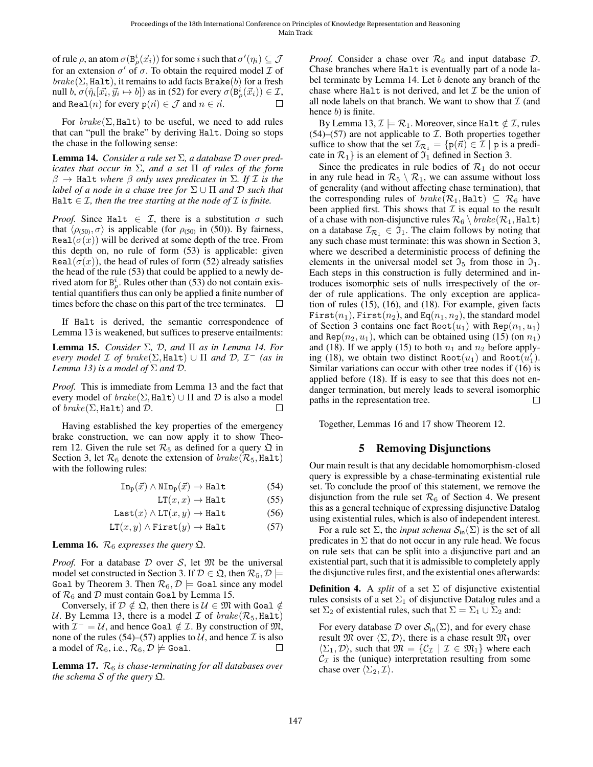of rule $\rho$, an atom $\sigma(\mathtt{B}^i_\rho(\vec{x}_i))$ for some $i$ such that $\sigma'(\eta_i) \subseteq \mathcal{J}$ for an extension $\sigma'$ of $\sigma$. To obtain the required model $\mathcal{I}$ of $brake(\Sigma, \mathtt{Halt})$, it remains to add facts $\mathtt{Brake}(b)$ for a fresh null $b$, $\sigma(\hat{\eta}_i[\vec{x_i}, \vec{y_i} \mapsto b])$ as in (52) for every $\sigma(\mathtt{B}^i_\rho(\vec{x}_i)) \in \mathcal{I}$, and $\mathtt{Real}(n)$ for every $\mathtt{p}(\vec{n}) \in \mathcal{J}$ and $n \in \vec{n}$. □

For $brake(\Sigma, \mathtt{Halt})$ to be useful, we need to add rules that can "pull the brake" by deriving $\mathtt{Halt}$. Doing so stops the chase in the following sense:

**Lemma 14.** *Consider a rule set $\Sigma$, a database $\mathcal{D}$ over predicates that occur in $\Sigma$, and a set $\Pi$ of rules of the form $\beta \to \mathtt{Halt}$ where $\beta$ only uses predicates in $\Sigma$. If $\mathcal{I}$ is the label of a node in a chase tree for $\Sigma \cup \Pi$ and $\mathcal{D}$ such that $\mathtt{Halt} \in \mathcal{I}$, then the tree starting at the node of $\mathcal{I}$ is finite.*

*Proof.* Since $\mathtt{Halt} \in \mathcal{I}$, there is a substitution $\sigma$ such that $\langle \rho_{(50)}, \sigma \rangle$ is applicable (for $\rho_{(50)}$ in (50)). By fairness, $\mathtt{Real}(\sigma(x))$ will be derived at some depth of the tree. From this depth on, no rule of form (53) is applicable: given $\mathtt{Real}(\sigma(x))$, the head of rules of form (52) already satisfies the head of the rule (53) that could be applied to a newly derived atom for $\mathtt{B}^i_\rho$. Rules other than (53) do not contain existential quantifiers thus can only be applied a finite number of times before the chase on this part of the tree terminates. □

If $\mathtt{Halt}$ is derived, the semantic correspondence of Lemma 13 is weakened, but suffices to preserve entailments:

**Lemma 15.** *Consider $\Sigma$, $\mathcal{D}$, and $\Pi$ as in Lemma 14. For every model $\mathcal{I}$ of $brake(\Sigma, \mathtt{Halt}) \cup \Pi$ and $\mathcal{D}$, $\mathcal{I}^-$ (as in Lemma 13) is a model of $\Sigma$ and $\mathcal{D}$.*

*Proof.* This is immediate from Lemma 13 and the fact that every model of $brake(\Sigma, \mathtt{Halt}) \cup \Pi$ and $\mathcal{D}$ is also a model of $brake(\Sigma, \mathtt{Halt})$ and $\mathcal{D}$. □

Having established the key properties of the emergency brake construction, we can now apply it to show Theorem 12. Given the rule set $\mathcal{R}_5$ as defined for a query $\mathfrak{Q}$ in Section 3, let $\mathcal{R}_6$ denote the extension of $brake(\mathcal{R}_5, \mathtt{Halt})$ with the following rules:

$$\mathtt{In}_\mathtt{p}(\vec{x}) \wedge \mathtt{NIn}_\mathtt{p}(\vec{x}) \to \mathtt{Halt} \tag{54}$$

$$\mathtt{LT}(x, x) \to \mathtt{Halt} \tag{55}$$

$$\mathtt{Last}(x) \wedge \mathtt{LT}(x, y) \to \mathtt{Halt} \tag{56}$$

$$\mathtt{LT}(x, y) \wedge \mathtt{First}(y) \to \mathtt{Halt} \tag{57}$$

**Lemma 16.** *$\mathcal{R}_6$ expresses the query $\mathfrak{Q}$.*

*Proof.* For a database $\mathcal{D}$ over $\mathcal{S}$, let $\mathfrak{M}$ be the universal model set constructed in Section 3. If $\mathcal{D} \in \mathfrak{Q}$, then $\mathcal{R}_5, \mathcal{D} \models \mathtt{Goal}$ by Theorem 3. Then $\mathcal{R}_6, \mathcal{D} \models \mathtt{Goal}$ since any model of $\mathcal{R}_6$ and $\mathcal{D}$ must contain $\mathtt{Goal}$ by Lemma 15.

Conversely, if $\mathcal{D} \notin \mathfrak{Q}$, then there is $\mathcal{U} \in \mathfrak{M}$ with $\mathtt{Goal} \notin \mathcal{U}$. By Lemma 13, there is a model $\mathcal{I}$ of $brake(\mathcal{R}_5, \mathtt{Halt})$ with $\mathcal{I}^- = \mathcal{U}$, and hence $\mathtt{Goal} \notin \mathcal{I}$. By construction of $\mathfrak{M}$, none of the rules (54)–(57) applies to $\mathcal{U}$, and hence $\mathcal{I}$ is also a model of $\mathcal{R}_6$, i.e., $\mathcal{R}_6, \mathcal{D} \not\models \mathtt{Goal}$. □

**Lemma 17.** *$\mathcal{R}_6$ is chase-terminating for all databases over the schema $\mathcal{S}$ of the query $\mathfrak{Q}$.*

*Proof.* Consider a chase over $\mathcal{R}_6$ and input database $\mathcal{D}$. Chase branches where $\mathtt{Halt}$ is eventually part of a node label terminate by Lemma 14. Let $b$ denote any branch of the chase where $\mathtt{Halt}$ is not derived, and let $\mathcal{I}$ be the union of all node labels on that branch. We want to show that $\mathcal{I}$ (and hence $b$) is finite.

By Lemma 13, $\mathcal{I} \models \mathcal{R}_1$. Moreover, since $\mathtt{Halt} \notin \mathcal{I}$, rules (54)–(57) are not applicable to $\mathcal{I}$. Both properties together suffice to show that the set $\mathcal{I}_{\mathcal{R}_1} = \{\mathtt{p}(\vec{n}) \in \mathcal{I} \mid \mathtt{p}$ is a predicate in $\mathcal{R}_1\}$ is an element of $\mathfrak{I}_1$ defined in Section 3.

Since the predicates in rule bodies of $\mathcal{R}_1$ do not occur in any rule head in $\mathcal{R}_5 \setminus \mathcal{R}_1$, we can assume without loss of generality (and without affecting chase termination), that the corresponding rules of $brake(\mathcal{R}_1, \mathtt{Halt}) \subseteq \mathcal{R}_6$ have been applied first. This shows that $\mathcal{I}$ is equal to the result of a chase with non-disjunctive rules $\mathcal{R}_6 \setminus brake(\mathcal{R}_1, \mathtt{Halt})$ on a database $\mathcal{I}_{\mathcal{R}_1} \in \mathfrak{I}_1$. The claim follows by noting that any such chase must terminate: this was shown in Section 3, where we described a deterministic process of defining the elements in the universal model set $\mathfrak{I}_5$ from those in $\mathfrak{I}_1$. Each steps in this construction is fully determined and introduces isomorphic sets of nulls irrespectively of the order of rule applications. The only exception are applications of rules (15), (16), and (18). For example, given facts $\mathtt{First}(n_1)$, $\mathtt{First}(n_2)$, and $\mathtt{Eq}(n_1, n_2)$, the standard model of Section 3 contains one fact $\mathtt{Root}(u_1)$ with $\mathtt{Rep}(n_1, u_1)$ and $\mathtt{Rep}(n_2, u_1)$, which can be obtained using (15) (on $n_1$) and (18). If we apply (15) to both $n_1$ and $n_2$ before applying (18), we obtain two distinct $\mathtt{Root}(u_1)$ and $\mathtt{Root}(u_1')$. Similar variations can occur with other tree nodes if (16) is applied before (18). If is easy to see that this does not endanger termination, but merely leads to several isomorphic paths in the representation tree. □

Together, Lemmas 16 and 17 show Theorem 12.

## 5 Removing Disjunctions

Our main result is that any decidable homomorphism-closed query is expressible by a chase-terminating existential rule set. To conclude the proof of this statement, we remove the disjunction from the rule set $\mathcal{R}_6$ of Section 4. We present this as a general technique of expressing disjunctive Datalog using existential rules, which is also of independent interest.

For a rule set $\Sigma$, the *input schema* $\mathcal{S}_{\mathsf{in}}(\Sigma)$ is the set of all predicates in $\Sigma$ that do not occur in any rule head. We focus on rule sets that can be split into a disjunctive part and an existential part, such that it is admissible to completely apply the disjunctive rules first, and the existential ones afterwards:

**Definition 4.** A *split* of a set $\Sigma$ of disjunctive existential rules consists of a set $\Sigma_1$ of disjunctive Datalog rules and a set $\Sigma_2$ of existential rules, such that $\Sigma = \Sigma_1 \cup \Sigma_2$ and:

For every database $\mathcal{D}$ over $\mathcal{S}_{\mathsf{in}}(\Sigma)$, and for every chase result $\mathfrak{M}$ over $\langle \Sigma, \mathcal{D} \rangle$, there is a chase result $\mathfrak{M}_1$ over $\langle \Sigma_1, \mathcal{D} \rangle$, such that $\mathfrak{M} = \{\mathcal{C}_\mathcal{I} \mid \mathcal{I} \in \mathfrak{M}_1\}$ where each $\mathcal{C}_\mathcal{I}$ is the (unique) interpretation resulting from some chase over $\langle \Sigma_2, \mathcal{I} \rangle$.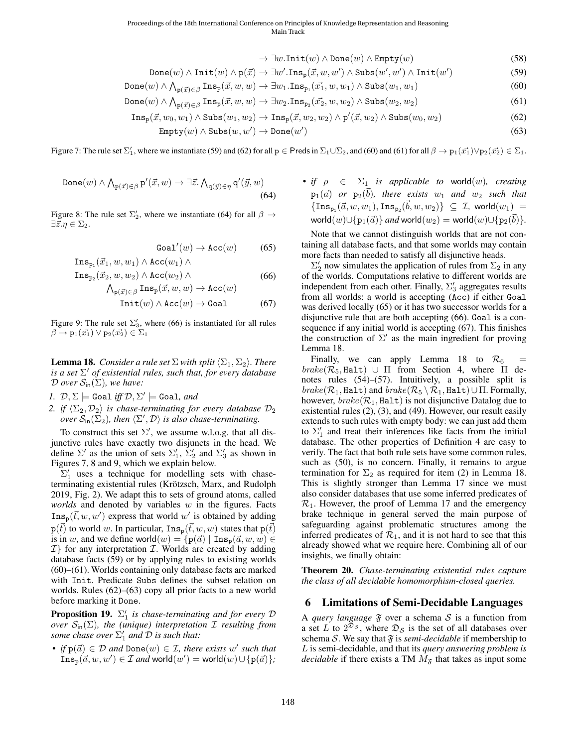$$\rightarrow \exists w.\mathtt{Init}(w) \wedge \mathtt{Done}(w) \wedge \mathtt{Empty}(w) \tag{58}$$

$$\mathtt{Done}(w) \wedge \mathtt{Init}(w) \wedge \mathtt{p}(\vec{x}) \rightarrow \exists w'.\mathtt{Ins}_\mathtt{p}(\vec{x}, w, w') \wedge \mathtt{Subs}(w', w') \wedge \mathtt{Init}(w') \tag{59}$$

$$\mathtt{Done}(w) \wedge \textstyle\bigwedge_{\mathtt{p}(\vec{x}) \in \beta} \mathtt{Ins}_\mathtt{p}(\vec{x}, w, w) \rightarrow \exists w_1.\mathtt{Ins}_{\mathtt{p}_1}(\vec{x_1}, w, w_1) \wedge \mathtt{Subs}(w_1, w_1) \tag{60}$$

$$\mathtt{Done}(w) \wedge \textstyle\bigwedge_{\mathtt{p}(\vec{x}) \in \beta} \mathtt{Ins}_\mathtt{p}(\vec{x}, w, w) \rightarrow \exists w_2.\mathtt{Ins}_{\mathtt{p}_2}(\vec{x_2}, w, w_2) \wedge \mathtt{Subs}(w_2, w_2) \tag{61}$$

$$\mathtt{Ins}_\mathtt{p}(\vec{x}, w_0, w_1) \wedge \mathtt{Subs}(w_1, w_2) \rightarrow \mathtt{Ins}_\mathtt{p}(\vec{x}, w_2, w_2) \wedge \mathtt{p}'(\vec{x}, w_2) \wedge \mathtt{Subs}(w_0, w_2) \tag{62}$$

$$\mathtt{Empty}(w) \wedge \mathtt{Subs}(w, w') \rightarrow \mathtt{Done}(w') \tag{63}$$

Figure 7: The rule set $\Sigma_1'$, where we instantiate (59) and (62) for all $\mathtt{p} \in \mathsf{Preds}$ in $\Sigma_1 \cup \Sigma_2$, and (60) and (61) for all $\beta \rightarrow \mathtt{p}_1(\vec{x_1}) \vee \mathtt{p}_2(\vec{x_2}) \in \Sigma_1$.

$$\mathtt{Done}(w) \wedge \textstyle\bigwedge_{\mathtt{p}(\vec{x}) \in \beta} \mathtt{p}'(\vec{x}, w) \rightarrow \exists \vec{z}. \textstyle\bigwedge_{\mathtt{q}(\vec{y}) \in \eta} \mathtt{q}'(\vec{y}, w) \tag{64}$$

Figure 8: The rule set $\Sigma_2'$, where we instantiate (64) for all $\beta \rightarrow \exists \vec{z}.\eta \in \Sigma_2$.

$$\mathtt{Goal}'(w) \rightarrow \mathtt{Acc}(w) \tag{65}$$

$$\mathtt{Ins}_{\mathtt{p}_1}(\vec{x}_1, w, w_1) \wedge \mathtt{Acc}(w_1) \wedge \mathtt{Ins}_{\mathtt{p}_2}(\vec{x}_2, w, w_2) \wedge \mathtt{Acc}(w_2) \wedge \textstyle\bigwedge_{\mathtt{p}(\vec{x}) \in \beta} \mathtt{Ins}_\mathtt{p}(\vec{x}, w, w) \rightarrow \mathtt{Acc}(w) \tag{66}$$

$$\mathtt{Init}(w) \wedge \mathtt{Acc}(w) \rightarrow \mathtt{Goal} \tag{67}$$

Figure 9: The rule set $\Sigma_3'$, where (66) is instantiated for all rules $\beta \rightarrow \mathtt{p}_1(\vec{x_1}) \vee \mathtt{p}_2(\vec{x_2}) \in \Sigma_1$

**Lemma 18.** *Consider a rule set $\Sigma$ with split $\langle \Sigma_1, \Sigma_2 \rangle$. There is a set $\Sigma'$ of existential rules, such that, for every database $\mathcal{D}$ over $\mathcal{S}_{\mathsf{in}}(\Sigma)$, we have:*

1. *$\mathcal{D}, \Sigma \models \mathtt{Goal}$ iff $\mathcal{D}, \Sigma' \models \mathtt{Goal}$, and*
2. *if $\langle \Sigma_2, \mathcal{D}_2 \rangle$ is chase-terminating for every database $\mathcal{D}_2$ over $\mathcal{S}_{\mathsf{in}}(\Sigma_2)$, then $\langle \Sigma', \mathcal{D} \rangle$ is also chase-terminating.*

To construct this set $\Sigma'$, we assume w.l.o.g. that all disjunctive rules have exactly two disjuncts in the head. We define $\Sigma'$ as the union of sets $\Sigma_1'$, $\Sigma_2'$ and $\Sigma_3'$ as shown in Figures 7, 8 and 9, which we explain below.

$\Sigma_1'$ uses a technique for modelling sets with chase-terminating existential rules (Krötzsch, Marx, and Rudolph 2019, Fig. 2). We adapt this to sets of ground atoms, called *worlds* and denoted by variables $w$ in the figures. Facts $\mathtt{Ins}_\mathtt{p}(\vec{t}, w, w')$ express that world $w'$ is obtained by adding $\mathtt{p}(\vec{t})$ to world $w$. In particular, $\mathtt{Ins}_\mathtt{p}(\vec{t}, w, w)$ states that $\mathtt{p}(\vec{t})$ is in $w$, and we define $\mathsf{world}(w) = \{\mathtt{p}(\vec{a}) \mid \mathtt{Ins}_\mathtt{p}(\vec{a}, w, w) \in \mathcal{I}\}$ for any interpretation $\mathcal{I}$. Worlds are created by adding database facts (59) or by applying rules to existing worlds (60)–(61). Worlds containing only database facts are marked with $\mathtt{Init}$. Predicate $\mathtt{Subs}$ defines the subset relation on worlds. Rules (62)–(63) copy all prior facts to a new world before marking it $\mathtt{Done}$.

**Proposition 19.** *$\Sigma_1'$ is chase-terminating and for every $\mathcal{D}$ over $\mathcal{S}_{\mathsf{in}}(\Sigma)$, the (unique) interpretation $\mathcal{I}$ resulting from some chase over $\Sigma_1'$ and $\mathcal{D}$ is such that:*

- *if $\mathtt{p}(\vec{a}) \in \mathcal{D}$ and $\mathtt{Done}(w) \in \mathcal{I}$, there exists $w'$ such that $\mathtt{Ins}_\mathtt{p}(\vec{a}, w, w') \in \mathcal{I}$ and $\mathsf{world}(w') = \mathsf{world}(w) \cup \{\mathtt{p}(\vec{a})\}$;*
- *if $\rho \in \Sigma_1$ is applicable to $\mathsf{world}(w)$, creating $\mathtt{p}_1(\vec{a})$ or $\mathtt{p}_2(\vec{b})$, there exists $w_1$ and $w_2$ such that $\{\mathtt{Ins}_{\mathtt{p}_1}(\vec{a}, w, w_1), \mathtt{Ins}_{\mathtt{p}_2}(\vec{b}, w, w_2)\} \subseteq \mathcal{I}$, $\mathsf{world}(w_1) = \mathsf{world}(w) \cup \{\mathtt{p}_1(\vec{a})\}$ and $\mathsf{world}(w_2) = \mathsf{world}(w) \cup \{\mathtt{p}_2(\vec{b})\}$.*

Note that we cannot distinguish worlds that are not containing all database facts, and that some worlds may contain more facts than needed to satisfy all disjunctive heads.

$\Sigma_2'$ now simulates the application of rules from $\Sigma_2$ in any of the worlds. Computations relative to different worlds are independent from each other. Finally, $\Sigma_3'$ aggregates results from all worlds: a world is accepting ($\mathtt{Acc}$) if either $\mathtt{Goal}$ was derived locally (65) or it has two successor worlds for a disjunctive rule that are both accepting (66). $\mathtt{Goal}$ is a consequence if any initial world is accepting (67). This finishes the construction of $\Sigma'$ as the main ingredient for proving Lemma 18.

Finally, we can apply Lemma 18 to $\mathcal{R}_6 = brake(\mathcal{R}_5, \mathtt{Halt}) \cup \Pi$ from Section 4, where $\Pi$ denotes rules (54)–(57). Intuitively, a possible split is $brake(\mathcal{R}_1, \mathtt{Halt})$ and $brake(\mathcal{R}_5 \setminus \mathcal{R}_1, \mathtt{Halt}) \cup \Pi$. Formally, however, $brake(\mathcal{R}_1, \mathtt{Halt})$ is not disjunctive Datalog due to existential rules (2), (3), and (49). However, our result easily extends to such rules with empty body: we can just add them to $\Sigma_1'$ and treat their inferences like facts from the initial database. The other properties of Definition 4 are easy to verify. The fact that both rule sets have some common rules, such as (50), is no concern. Finally, it remains to argue termination for $\Sigma_2$ as required for item (2) in Lemma 18. This is slightly stronger than Lemma 17 since we must also consider databases that use some inferred predicates of $\mathcal{R}_1$. However, the proof of Lemma 17 and the emergency brake technique in general served the main purpose of safeguarding against problematic structures among the inferred predicates of $\mathcal{R}_1$, and it is not hard to see that this already showed what we require here. Combining all of our insights, we finally obtain:

**Theorem 20.** *Chase-terminating existential rules capture the class of all decidable homomorphism-closed queries.*

## 6 Limitations of Semi-Decidable Languages

A *query language* $\mathfrak{F}$ over a schema $\mathcal{S}$ is a function from a set $L$ to $2^{\mathfrak{D}_\mathcal{S}}$, where $\mathfrak{D}_\mathcal{S}$ is the set of all databases over schema $\mathcal{S}$. We say that $\mathfrak{F}$ is *semi-decidable* if membership to $L$ is semi-decidable, and that its *query answering problem is decidable* if there exists a TM $M_\mathfrak{F}$ that takes as input some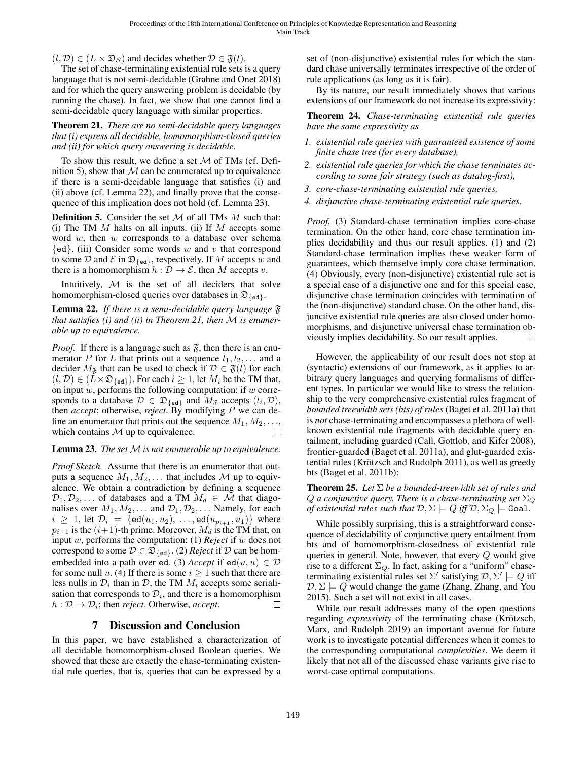$(l, \mathcal{D}) \in (L \times \mathfrak{D}_{\mathcal{S}})$ and decides whether $\mathcal{D} \in \mathfrak{F}(l)$.

The set of chase-terminating existential rule sets is a query language that is not semi-decidable (Grahne and Onet 2018) and for which the query answering problem is decidable (by running the chase). In fact, we show that one cannot find a semi-decidable query language with similar properties.

**Theorem 21.** *There are no semi-decidable query languages that (i) express all decidable, homomorphism-closed queries and (ii) for which query answering is decidable.*

To show this result, we define a set $\mathcal{M}$ of TMs (cf. Definition 5), show that $\mathcal{M}$ can be enumerated up to equivalence if there is a semi-decidable language that satisfies (i) and (ii) above (cf. Lemma 22), and finally prove that the consequence of this implication does not hold (cf. Lemma 23).

**Definition 5.** Consider the set $\mathcal{M}$ of all TMs $M$ such that: (i) The TM $M$ halts on all inputs. (ii) If $M$ accepts some word $w$, then $w$ corresponds to a database over schema $\{\mathtt{ed}\}$. (iii) Consider some words $w$ and $v$ that correspond to some $\mathcal{D}$ and $\mathcal{E}$ in $\mathfrak{D}_{\{\mathtt{ed}\}}$, respectively. If $M$ accepts $w$ and there is a homomorphism $h : \mathcal{D} \to \mathcal{E}$, then $M$ accepts $v$.

Intuitively, $\mathcal{M}$ is the set of all deciders that solve homomorphism-closed queries over databases in $\mathfrak{D}_{\{\mathtt{ed}\}}$.

**Lemma 22.** *If there is a semi-decidable query language $\mathfrak{F}$ that satisfies (i) and (ii) in Theorem 21, then $\mathcal{M}$ is enumerable up to equivalence.*

*Proof.* If there is a language such as $\mathfrak{F}$, then there is an enumerator $P$ for $L$ that prints out a sequence $l_1, l_2, \ldots$ and a decider $M_{\mathfrak{F}}$ that can be used to check if $\mathcal{D} \in \mathfrak{F}(l)$ for each $(l, \mathcal{D}) \in (L \times \mathfrak{D}_{\{\mathtt{ed}\}})$. For each $i \geq 1$, let $M_i$ be the TM that, on input $w$, performs the following computation: if $w$ corresponds to a database $\mathcal{D} \in \mathfrak{D}_{\{\mathtt{ed}\}}$ and $M_{\mathfrak{F}}$ accepts $(l_i, \mathcal{D})$, then *accept*; otherwise, *reject*. By modifying $P$ we can define an enumerator that prints out the sequence $M_1, M_2, \ldots$, which contains $\mathcal{M}$ up to equivalence. $\square$

**Lemma 23.** *The set $\mathcal{M}$ is not enumerable up to equivalence.*

*Proof Sketch.* Assume that there is an enumerator that outputs a sequence $M_1, M_2, \ldots$ that includes $\mathcal{M}$ up to equivalence. We obtain a contradiction by defining a sequence $\mathcal{D}_1, \mathcal{D}_2, \ldots$ of databases and a TM $M_d \in \mathcal{M}$ that diagonalises over $M_1, M_2, \ldots$ and $\mathcal{D}_1, \mathcal{D}_2, \ldots$ Namely, for each $i \geq 1$, let $\mathcal{D}_i = \{\mathtt{ed}(u_1, u_2), \ldots, \mathtt{ed}(u_{p_{i+1}}, u_1)\}$ where $p_{i+1}$ is the $(i+1)$-th prime. Moreover, $M_d$ is the TM that, on input $w$, performs the computation: (1) *Reject* if $w$ does not correspond to some $\mathcal{D} \in \mathfrak{D}_{\{\mathtt{ed}\}}$. (2) *Reject* if $\mathcal{D}$ can be homembedded into a path over ed. (3) *Accept* if $\mathtt{ed}(u, u) \in \mathcal{D}$ for some null $u$. (4) If there is some $i \geq 1$ such that there are less nulls in $\mathcal{D}_i$ than in $\mathcal{D}$, the TM $M_i$ accepts some serialisation that corresponds to $\mathcal{D}_i$, and there is a homomorphism $h : \mathcal{D} \to \mathcal{D}_i$; then *reject*. Otherwise, *accept*. $\square$

## 7 Discussion and Conclusion

In this paper, we have established a characterization of all decidable homomorphism-closed Boolean queries. We showed that these are exactly the chase-terminating existential rule queries, that is, queries that can be expressed by a set of (non-disjunctive) existential rules for which the standard chase universally terminates irrespective of the order of rule applications (as long as it is fair).

By its nature, our result immediately shows that various extensions of our framework do not increase its expressivity:

**Theorem 24.** *Chase-terminating existential rule queries have the same expressivity as*

1. *existential rule queries with guaranteed existence of some finite chase tree (for every database),*
2. *existential rule queries for which the chase terminates according to some fair strategy (such as datalog-first),*
3. *core-chase-terminating existential rule queries,*
4. *disjunctive chase-terminating existential rule queries.*

*Proof.* (3) Standard-chase termination implies core-chase termination. On the other hand, core chase termination implies decidability and thus our result applies. (1) and (2) Standard-chase termination implies these weaker form of guarantees, which themselve imply core chase termination. (4) Obviously, every (non-disjunctive) existential rule set is a special case of a disjunctive one and for this special case, disjunctive chase termination coincides with termination of the (non-disjunctive) standard chase. On the other hand, disjunctive existential rule queries are also closed under homomorphisms, and disjunctive universal chase termination obviously implies decidability. So our result applies. $\square$

However, the applicability of our result does not stop at (syntactic) extensions of our framework, as it applies to arbitrary query languages and querying formalisms of different types. In particular we would like to stress the relationship to the very comprehensive existential rules fragment of *bounded treewidth sets (bts) of rules* (Baget et al. 2011a) that is *not* chase-terminating and encompasses a plethora of well-known existential rule fragments with decidable query entailment, including guarded (Calì, Gottlob, and Kifer 2008), frontier-guarded (Baget et al. 2011a), and glut-guarded existential rules (Krötzsch and Rudolph 2011), as well as greedy bts (Baget et al. 2011b):

**Theorem 25.** *Let $\Sigma$ be a bounded-treewidth set of rules and $Q$ a conjunctive query. There is a chase-terminating set $\Sigma_Q$ of existential rules such that $\mathcal{D}, \Sigma \models Q$ iff $\mathcal{D}, \Sigma_Q \models \mathtt{Goal}$.*

While possibly surprising, this is a straightforward consequence of decidability of conjunctive query entailment from bts and of homomorphism-closedness of existential rule queries in general. Note, however, that every $Q$ would give rise to a different $\Sigma_Q$. In fact, asking for a "uniform" chase-terminating existential rules set $\Sigma'$ satisfying $\mathcal{D}, \Sigma' \models Q$ iff $\mathcal{D}, \Sigma \models Q$ would change the game (Zhang, Zhang, and You 2015). Such a set will not exist in all cases.

While our result addresses many of the open questions regarding *expressivity* of the terminating chase (Krötzsch, Marx, and Rudolph 2019) an important avenue for future work is to investigate potential differences when it comes to the corresponding computational *complexities*. We deem it likely that not all of the discussed chase variants give rise to worst-case optimal computations.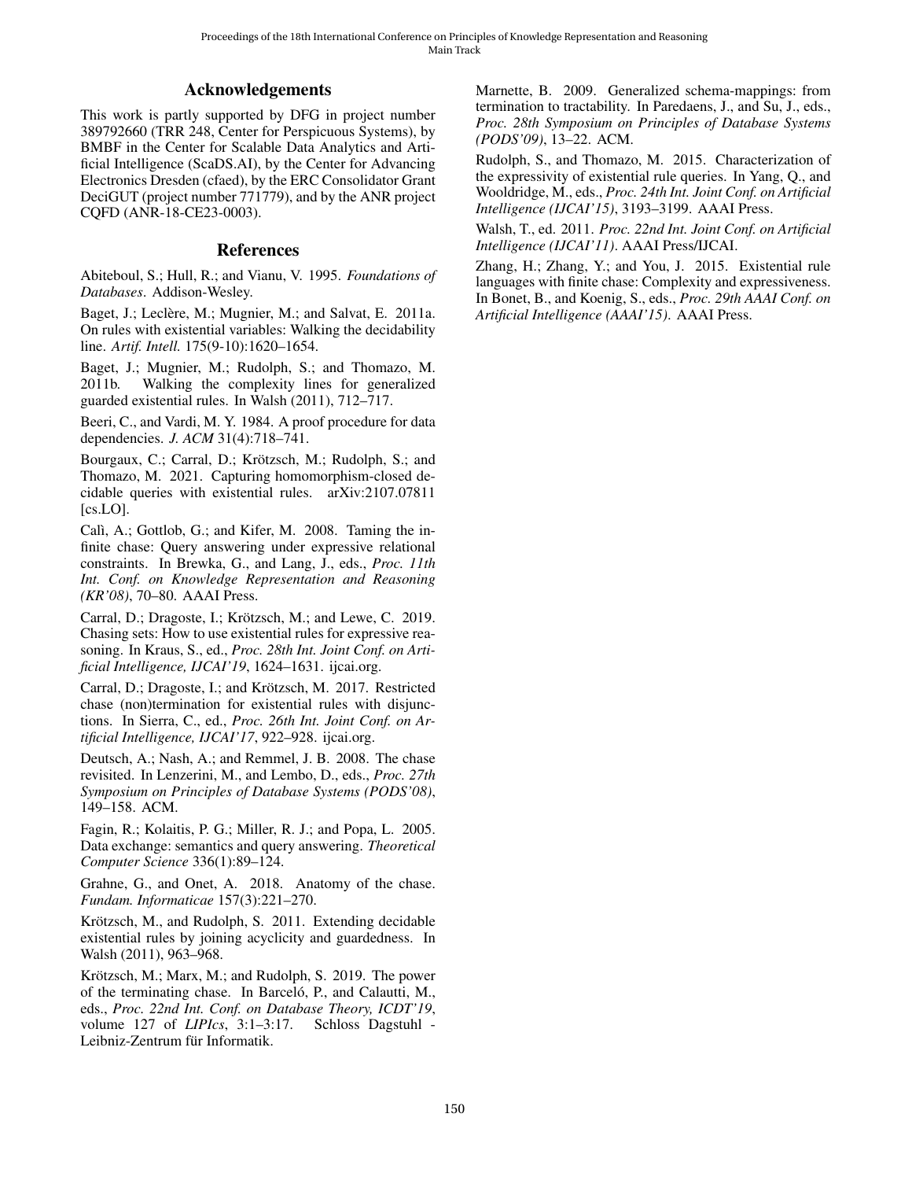## Acknowledgements

This work is partly supported by DFG in project number 389792660 (TRR 248, Center for Perspicuous Systems), by BMBF in the Center for Scalable Data Analytics and Artificial Intelligence (ScaDS.AI), by the Center for Advancing Electronics Dresden (cfaed), by the ERC Consolidator Grant DeciGUT (project number 771779), and by the ANR project CQFD (ANR-18-CE23-0003).

## References

Abiteboul, S.; Hull, R.; and Vianu, V. 1995. *Foundations of Databases*. Addison-Wesley.

Baget, J.; Leclère, M.; Mugnier, M.; and Salvat, E. 2011a. On rules with existential variables: Walking the decidability line. *Artif. Intell.* 175(9-10):1620–1654.

Baget, J.; Mugnier, M.; Rudolph, S.; and Thomazo, M. 2011b. Walking the complexity lines for generalized guarded existential rules. In Walsh (2011), 712–717.

Beeri, C., and Vardi, M. Y. 1984. A proof procedure for data dependencies. *J. ACM* 31(4):718–741.

Bourgaux, C.; Carral, D.; Krötzsch, M.; Rudolph, S.; and Thomazo, M. 2021. Capturing homomorphism-closed decidable queries with existential rules. arXiv:2107.07811 [cs.LO].

Calì, A.; Gottlob, G.; and Kifer, M. 2008. Taming the infinite chase: Query answering under expressive relational constraints. In Brewka, G., and Lang, J., eds., *Proc. 11th Int. Conf. on Knowledge Representation and Reasoning (KR'08)*, 70–80. AAAI Press.

Carral, D.; Dragoste, I.; Krötzsch, M.; and Lewe, C. 2019. Chasing sets: How to use existential rules for expressive reasoning. In Kraus, S., ed., *Proc. 28th Int. Joint Conf. on Artificial Intelligence, IJCAI'19*, 1624–1631. ijcai.org.

Carral, D.; Dragoste, I.; and Krötzsch, M. 2017. Restricted chase (non)termination for existential rules with disjunctions. In Sierra, C., ed., *Proc. 26th Int. Joint Conf. on Artificial Intelligence, IJCAI'17*, 922–928. ijcai.org.

Deutsch, A.; Nash, A.; and Remmel, J. B. 2008. The chase revisited. In Lenzerini, M., and Lembo, D., eds., *Proc. 27th Symposium on Principles of Database Systems (PODS'08)*, 149–158. ACM.

Fagin, R.; Kolaitis, P. G.; Miller, R. J.; and Popa, L. 2005. Data exchange: semantics and query answering. *Theoretical Computer Science* 336(1):89–124.

Grahne, G., and Onet, A. 2018. Anatomy of the chase. *Fundam. Informaticae* 157(3):221–270.

Krötzsch, M., and Rudolph, S. 2011. Extending decidable existential rules by joining acyclicity and guardedness. In Walsh (2011), 963–968.

Krötzsch, M.; Marx, M.; and Rudolph, S. 2019. The power of the terminating chase. In Barceló, P., and Calautti, M., eds., *Proc. 22nd Int. Conf. on Database Theory, ICDT'19*, volume 127 of *LIPIcs*, 3:1–3:17. Schloss Dagstuhl - Leibniz-Zentrum für Informatik.

Marnette, B. 2009. Generalized schema-mappings: from termination to tractability. In Paredaens, J., and Su, J., eds., *Proc. 28th Symposium on Principles of Database Systems (PODS'09)*, 13–22. ACM.

Rudolph, S., and Thomazo, M. 2015. Characterization of the expressivity of existential rule queries. In Yang, Q., and Wooldridge, M., eds., *Proc. 24th Int. Joint Conf. on Artificial Intelligence (IJCAI'15)*, 3193–3199. AAAI Press.

Walsh, T., ed. 2011. *Proc. 22nd Int. Joint Conf. on Artificial Intelligence (IJCAI'11)*. AAAI Press/IJCAI.

Zhang, H.; Zhang, Y.; and You, J. 2015. Existential rule languages with finite chase: Complexity and expressiveness. In Bonet, B., and Koenig, S., eds., *Proc. 29th AAAI Conf. on Artificial Intelligence (AAAI'15)*. AAAI Press.